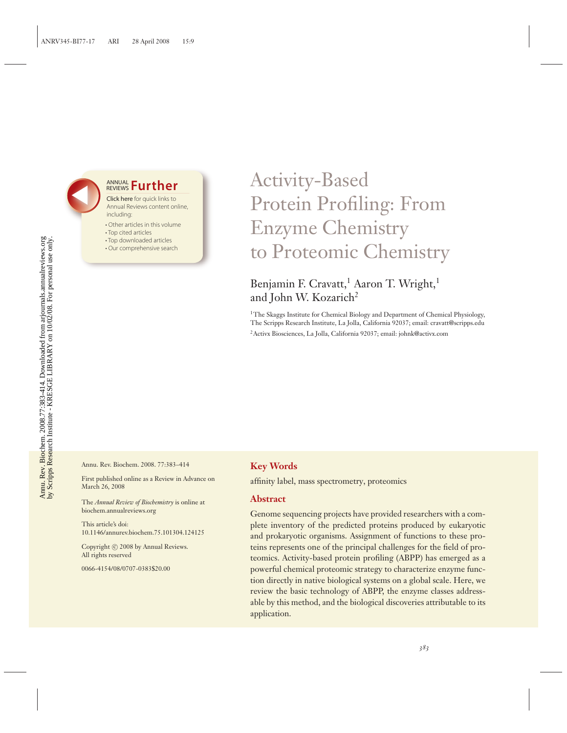# Activity-Based Protein Profiling: From Enzyme Chemistry to Proteomic Chemistry

Benjamin F. Cravatt,[1] Aaron T. Wright,[1] and John W. Kozarich[2]

[1]The Skaggs Institute for Chemical Biology and Department of Chemical Physiology, The Scripps Research Institute, La Jolla, California 92037; email: cravatt@scripps.edu

[2]Activx Biosciences, La Jolla, California 92037; email: johnk@activx.com

Annu. Rev. Biochem. 2008. 77:383–414

First published online as a Review in Advance on March 26, 2008

The *Annual Review of Biochemistry* is online at biochem.annualreviews.org

This article's doi: 10.1146/annurev.biochem.75.101304.124125

Copyright © 2008 by Annual Reviews. All rights reserved

0066-4154/08/0707-0383$20.00

## Key Words

affinity label, mass spectrometry, proteomics

## Abstract

Genome sequencing projects have provided researchers with a complete inventory of the predicted proteins produced by eukaryotic and prokaryotic organisms. Assignment of functions to these proteins represents one of the principal challenges for the field of proteomics. Activity-based protein profiling (ABPP) has emerged as a powerful chemical proteomic strategy to characterize enzyme function directly in native biological systems on a global scale. Here, we review the basic technology of ABPP, the enzyme classes addressable by this method, and the biological discoveries attributable to its application.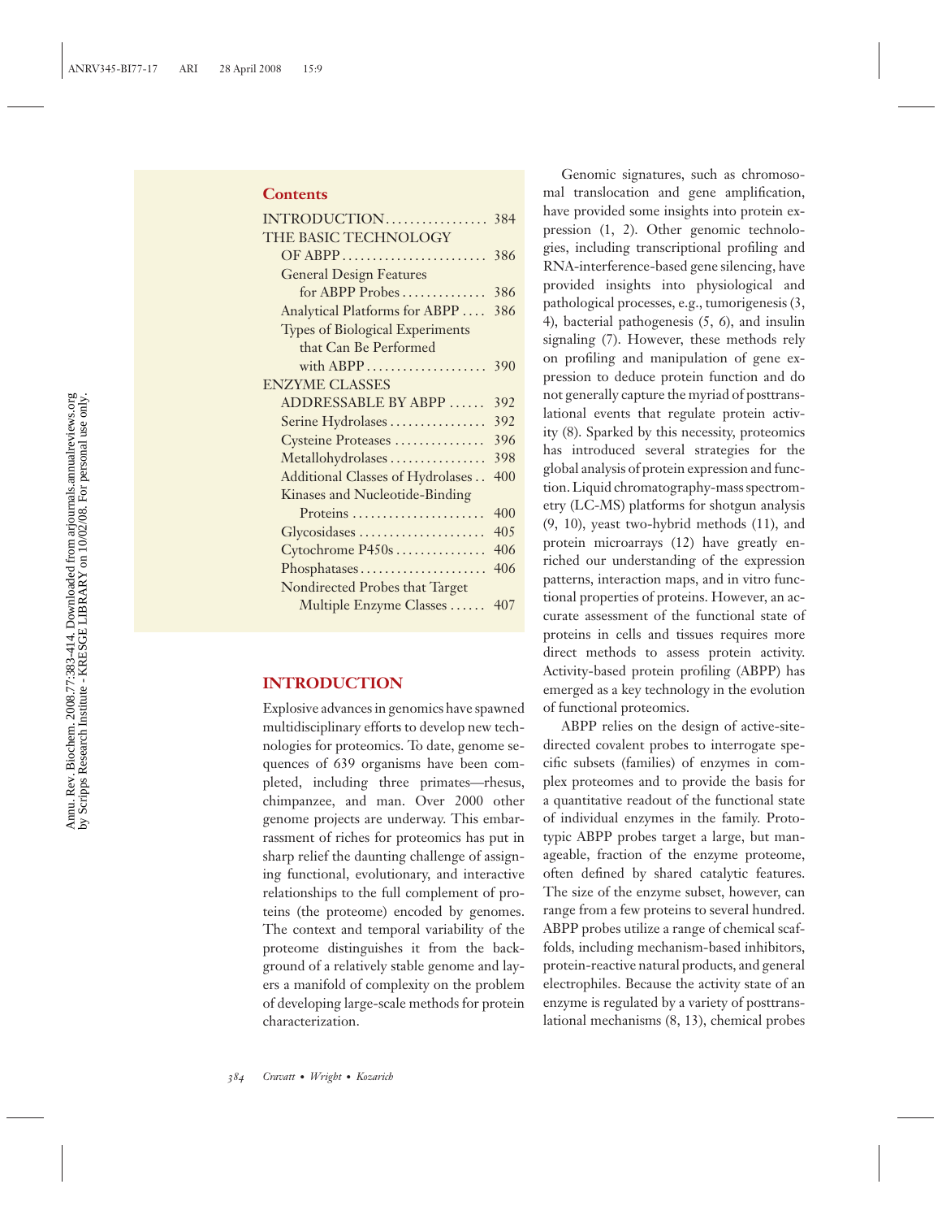## Contents

INTRODUCTION ................. 384
THE BASIC TECHNOLOGY OF ABPP ................. 386
- General Design Features for ABPP Probes ................. 386
- Analytical Platforms for ABPP ................. 386
- Types of Biological Experiments that Can Be Performed with ABPP ................. 390

ENZYME CLASSES ADDRESSABLE BY ABPP ................. 392
- Serine Hydrolases ................. 392
- Cysteine Proteases ................. 396
- Metallohydrolases ................. 398
- Additional Classes of Hydrolases ................. 400
- Kinases and Nucleotide-Binding Proteins ................. 400
- Glycosidases ................. 405
- Cytochrome P450s ................. 406
- Phosphatases ................. 406
- Nondirected Probes that Target Multiple Enzyme Classes ................. 407

## INTRODUCTION

Explosive advances in genomics have spawned multidisciplinary efforts to develop new technologies for proteomics. To date, genome sequences of 639 organisms have been completed, including three primates—rhesus, chimpanzee, and man. Over 2000 other genome projects are underway. This embarrassment of riches for proteomics has put in sharp relief the daunting challenge of assigning functional, evolutionary, and interactive relationships to the full complement of proteins (the proteome) encoded by genomes. The context and temporal variability of the proteome distinguishes it from the background of a relatively stable genome and layers a manifold of complexity on the problem of developing large-scale methods for protein characterization.

Genomic signatures, such as chromosomal translocation and gene amplification, have provided some insights into protein expression (1, 2). Other genomic technologies, including transcriptional profiling and RNA-interference-based gene silencing, have provided insights into physiological and pathological processes, e.g., tumorigenesis (3, 4), bacterial pathogenesis (5, 6), and insulin signaling (7). However, these methods rely on profiling and manipulation of gene expression to deduce protein function and do not generally capture the myriad of posttranslational events that regulate protein activity (8). Sparked by this necessity, proteomics has introduced several strategies for the global analysis of protein expression and function. Liquid chromatography-mass spectrometry (LC-MS) platforms for shotgun analysis (9, 10), yeast two-hybrid methods (11), and protein microarrays (12) have greatly enriched our understanding of the expression patterns, interaction maps, and in vitro functional properties of proteins. However, an accurate assessment of the functional state of proteins in cells and tissues requires more direct methods to assess protein activity. Activity-based protein profiling (ABPP) has emerged as a key technology in the evolution of functional proteomics.

ABPP relies on the design of active-site-directed covalent probes to interrogate specific subsets (families) of enzymes in complex proteomes and to provide the basis for a quantitative readout of the functional state of individual enzymes in the family. Prototypic ABPP probes target a large, but manageable, fraction of the enzyme proteome, often defined by shared catalytic features. The size of the enzyme subset, however, can range from a few proteins to several hundred. ABPP probes utilize a range of chemical scaffolds, including mechanism-based inhibitors, protein-reactive natural products, and general electrophiles. Because the activity state of an enzyme is regulated by a variety of posttranslational mechanisms (8, 13), chemical probes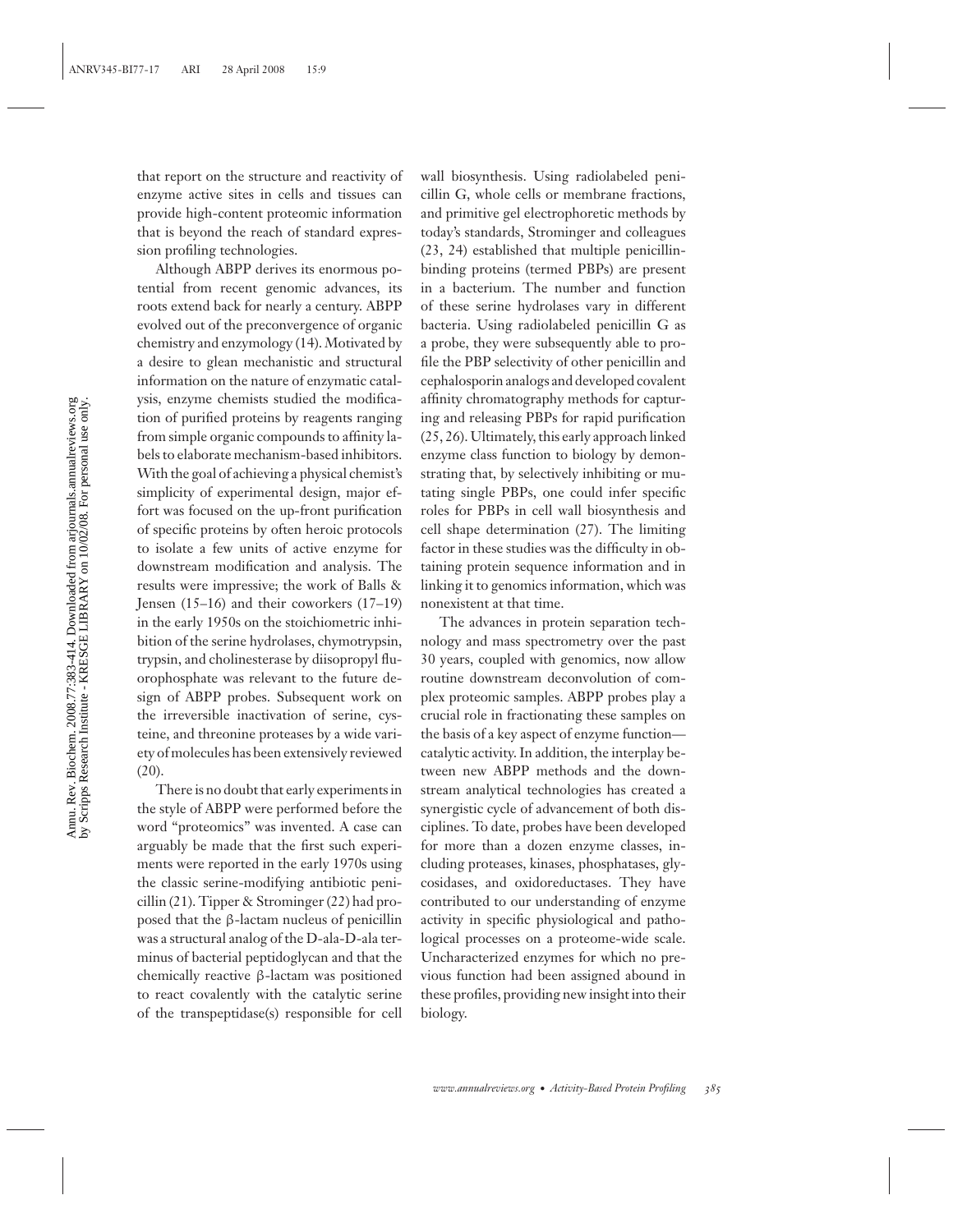that report on the structure and reactivity of enzyme active sites in cells and tissues can provide high-content proteomic information that is beyond the reach of standard expression profiling technologies.

Although ABPP derives its enormous potential from recent genomic advances, its roots extend back for nearly a century. ABPP evolved out of the preconvergence of organic chemistry and enzymology (14). Motivated by a desire to glean mechanistic and structural information on the nature of enzymatic catalysis, enzyme chemists studied the modification of purified proteins by reagents ranging from simple organic compounds to affinity labels to elaborate mechanism-based inhibitors. With the goal of achieving a physical chemist's simplicity of experimental design, major effort was focused on the up-front purification of specific proteins by often heroic protocols to isolate a few units of active enzyme for downstream modification and analysis. The results were impressive; the work of Balls & Jensen (15–16) and their coworkers (17–19) in the early 1950s on the stoichiometric inhibition of the serine hydrolases, chymotrypsin, trypsin, and cholinesterase by diisopropyl fluorophosphate was relevant to the future design of ABPP probes. Subsequent work on the irreversible inactivation of serine, cysteine, and threonine proteases by a wide variety of molecules has been extensively reviewed (20).

There is no doubt that early experiments in the style of ABPP were performed before the word "proteomics" was invented. A case can arguably be made that the first such experiments were reported in the early 1970s using the classic serine-modifying antibiotic penicillin (21). Tipper & Strominger (22) had proposed that the β-lactam nucleus of penicillin was a structural analog of the D-ala-D-ala terminus of bacterial peptidoglycan and that the chemically reactive β-lactam was positioned to react covalently with the catalytic serine of the transpeptidase(s) responsible for cell wall biosynthesis. Using radiolabeled penicillin G, whole cells or membrane fractions, and primitive gel electrophoretic methods by today's standards, Strominger and colleagues (23, 24) established that multiple penicillin-binding proteins (termed PBPs) are present in a bacterium. The number and function of these serine hydrolases vary in different bacteria. Using radiolabeled penicillin G as a probe, they were subsequently able to profile the PBP selectivity of other penicillin and cephalosporin analogs and developed covalent affinity chromatography methods for capturing and releasing PBPs for rapid purification (25, 26). Ultimately, this early approach linked enzyme class function to biology by demonstrating that, by selectively inhibiting or mutating single PBPs, one could infer specific roles for PBPs in cell wall biosynthesis and cell shape determination (27). The limiting factor in these studies was the difficulty in obtaining protein sequence information and in linking it to genomics information, which was nonexistent at that time.

The advances in protein separation technology and mass spectrometry over the past 30 years, coupled with genomics, now allow routine downstream deconvolution of complex proteomic samples. ABPP probes play a crucial role in fractionating these samples on the basis of a key aspect of enzyme function—catalytic activity. In addition, the interplay between new ABPP methods and the downstream analytical technologies has created a synergistic cycle of advancement of both disciplines. To date, probes have been developed for more than a dozen enzyme classes, including proteases, kinases, phosphatases, glycosidases, and oxidoreductases. They have contributed to our understanding of enzyme activity in specific physiological and pathological processes on a proteome-wide scale. Uncharacterized enzymes for which no previous function had been assigned abound in these profiles, providing new insight into their biology.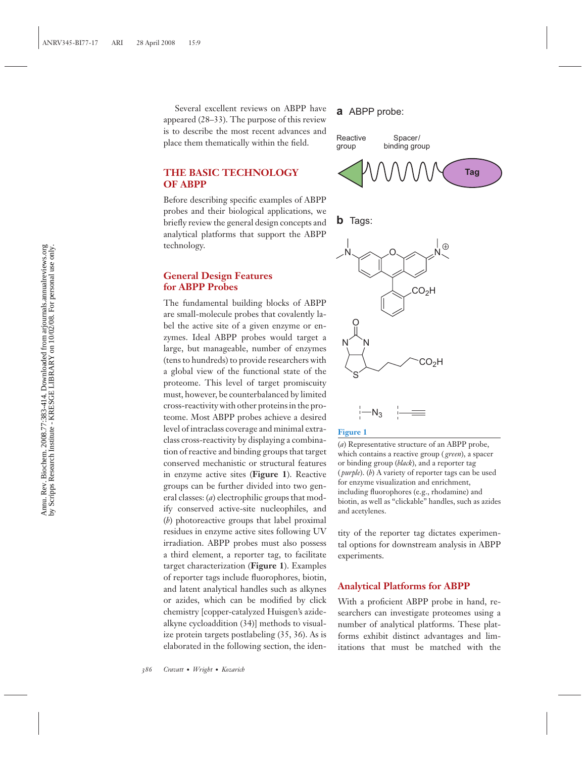Several excellent reviews on ABPP have appeared (28–33). The purpose of this review is to describe the most recent advances and place them thematically within the field.

## THE BASIC TECHNOLOGY OF ABPP

Before describing specific examples of ABPP probes and their biological applications, we briefly review the general design concepts and analytical platforms that support the ABPP technology.

### General Design Features for ABPP Probes

The fundamental building blocks of ABPP are small-molecule probes that covalently label the active site of a given enzyme or enzymes. Ideal ABPP probes would target a large, but manageable, number of enzymes (tens to hundreds) to provide researchers with a global view of the functional state of the proteome. This level of target promiscuity must, however, be counterbalanced by limited cross-reactivity with other proteins in the proteome. Most ABPP probes achieve a desired level of intraclass coverage and minimal extraclass cross-reactivity by displaying a combination of reactive and binding groups that target conserved mechanistic or structural features in enzyme active sites (**Figure 1**). Reactive groups can be further divided into two general classes: (*a*) electrophilic groups that modify conserved active-site nucleophiles, and (*b*) photoreactive groups that label proximal residues in enzyme active sites following UV irradiation. ABPP probes must also possess a third element, a reporter tag, to facilitate target characterization (**Figure 1**). Examples of reporter tags include fluorophores, biotin, and latent analytical handles such as alkynes or azides, which can be modified by click chemistry [copper-catalyzed Huisgen's azide-alkyne cycloaddition (34)] methods to visualize protein targets postlabeling (35, 36). As is elaborated in the following section, the identity of the reporter tag dictates experimental options for downstream analysis in ABPP experiments.

**a** ABPP probe:

Reactive group

Spacer/ binding group

Tag

**b** Tags:

$CO_2H$

$CO_2H$

$N_3$

**Figure 1**

(*a*) Representative structure of an ABPP probe, which contains a reactive group (*green*), a spacer or binding group (*black*), and a reporter tag (*purple*). (*b*) A variety of reporter tags can be used for enzyme visualization and enrichment, including fluorophores (e.g., rhodamine) and biotin, as well as "clickable" handles, such as azides and acetylenes.

### Analytical Platforms for ABPP

With a proficient ABPP probe in hand, researchers can investigate proteomes using a number of analytical platforms. These platforms exhibit distinct advantages and limitations that must be matched with the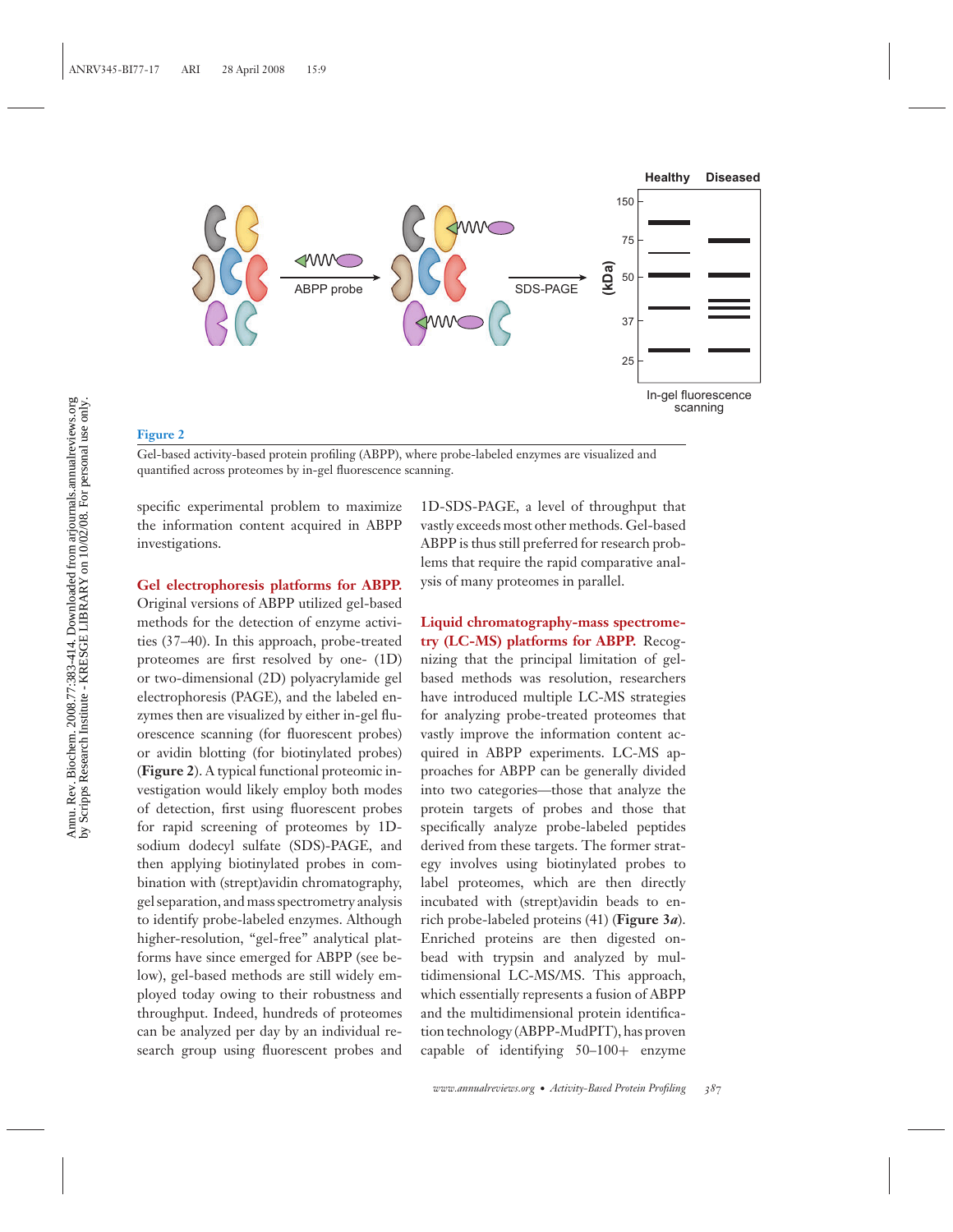Healthy

Diseased

150

75

50

37

25

(kDa)

ABPP probe

SDS-PAGE

In-gel fluorescence scanning

**Figure 2**

Gel-based activity-based protein profiling (ABPP), where probe-labeled enzymes are visualized and quantified across proteomes by in-gel fluorescence scanning.

specific experimental problem to maximize the information content acquired in ABPP investigations.

**Gel electrophoresis platforms for ABPP.** Original versions of ABPP utilized gel-based methods for the detection of enzyme activities (37–40). In this approach, probe-treated proteomes are first resolved by one- (1D) or two-dimensional (2D) polyacrylamide gel electrophoresis (PAGE), and the labeled enzymes then are visualized by either in-gel fluorescence scanning (for fluorescent probes) or avidin blotting (for biotinylated probes) (**Figure 2**). A typical functional proteomic investigation would likely employ both modes of detection, first using fluorescent probes for rapid screening of proteomes by 1D-sodium dodecyl sulfate (SDS)-PAGE, and then applying biotinylated probes in combination with (strept)avidin chromatography, gel separation, and mass spectrometry analysis to identify probe-labeled enzymes. Although higher-resolution, "gel-free" analytical platforms have since emerged for ABPP (see below), gel-based methods are still widely employed today owing to their robustness and throughput. Indeed, hundreds of proteomes can be analyzed per day by an individual research group using fluorescent probes and 1D-SDS-PAGE, a level of throughput that vastly exceeds most other methods. Gel-based ABPP is thus still preferred for research problems that require the rapid comparative analysis of many proteomes in parallel.

**Liquid chromatography-mass spectrometry (LC-MS) platforms for ABPP.** Recognizing that the principal limitation of gel-based methods was resolution, researchers have introduced multiple LC-MS strategies for analyzing probe-treated proteomes that vastly improve the information content acquired in ABPP experiments. LC-MS approaches for ABPP can be generally divided into two categories—those that analyze the protein targets of probes and those that specifically analyze probe-labeled peptides derived from these targets. The former strategy involves using biotinylated probes to label proteomes, which are then directly incubated with (strept)avidin beads to enrich probe-labeled proteins (41) (**Figure 3*a***). Enriched proteins are then digested on-bead with trypsin and analyzed by multidimensional LC-MS/MS. This approach, which essentially represents a fusion of ABPP and the multidimensional protein identification technology (ABPP-MudPIT), has proven capable of identifying 50–100+ enzyme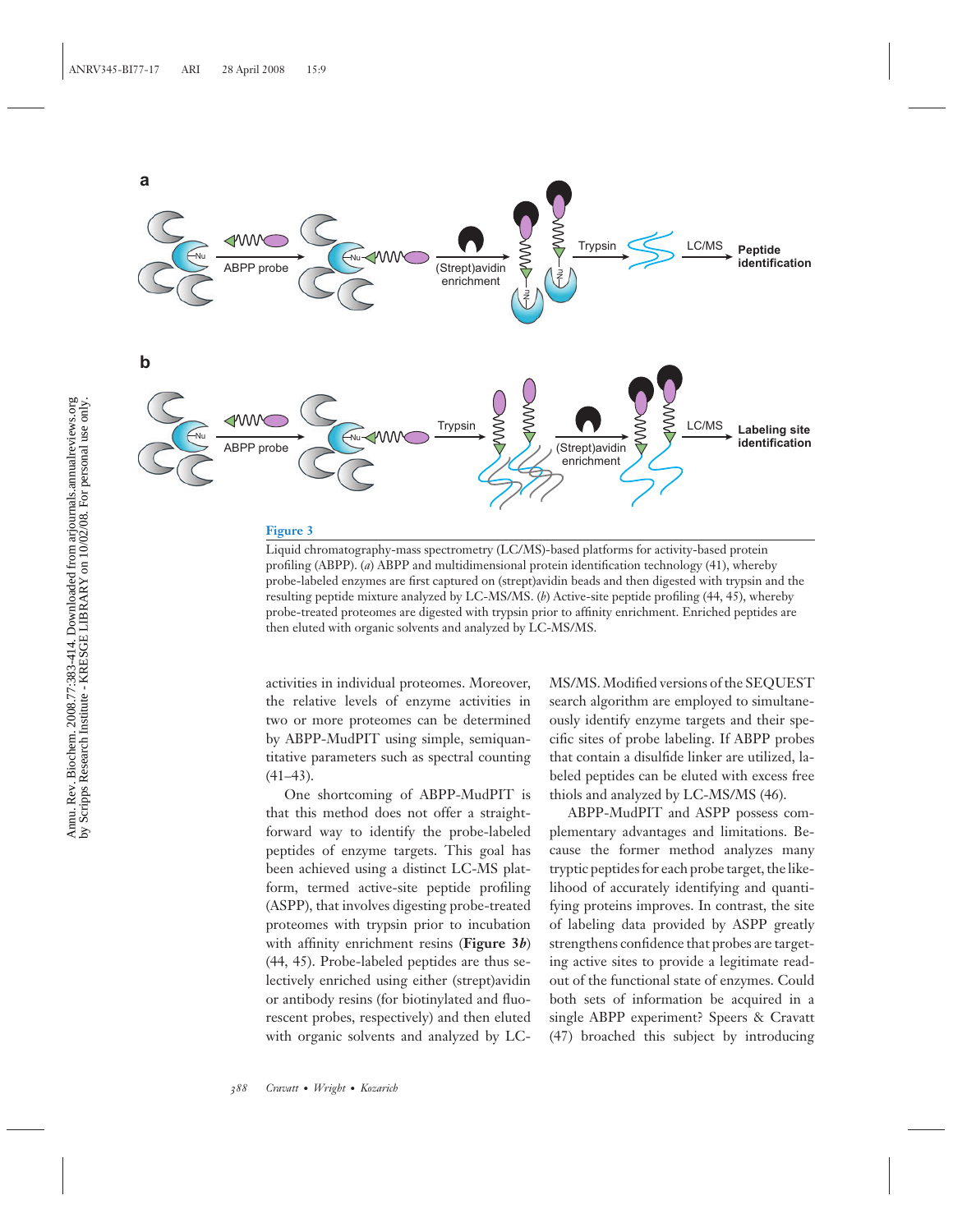a

Nu

ABPP probe

Nu

(Strept)avidin enrichment

Nu

Nu

Trypsin

LC/MS

Peptide identification

b

Nu

ABPP probe

Nu

Trypsin

(Strept)avidin enrichment

LC/MS

Labeling site identification

**Figure 3**

Liquid chromatography-mass spectrometry (LC/MS)-based platforms for activity-based protein profiling (ABPP). (*a*) ABPP and multidimensional protein identification technology (41), whereby probe-labeled enzymes are first captured on (strept)avidin beads and then digested with trypsin and the resulting peptide mixture analyzed by LC-MS/MS. (*b*) Active-site peptide profiling (44, 45), whereby probe-treated proteomes are digested with trypsin prior to affinity enrichment. Enriched peptides are then eluted with organic solvents and analyzed by LC-MS/MS.

activities in individual proteomes. Moreover, the relative levels of enzyme activities in two or more proteomes can be determined by ABPP-MudPIT using simple, semiquantitative parameters such as spectral counting (41–43).

One shortcoming of ABPP-MudPIT is that this method does not offer a straightforward way to identify the probe-labeled peptides of enzyme targets. This goal has been achieved using a distinct LC-MS platform, termed active-site peptide profiling (ASPP), that involves digesting probe-treated proteomes with trypsin prior to incubation with affinity enrichment resins (**Figure 3*b***) (44, 45). Probe-labeled peptides are thus selectively enriched using either (strept)avidin or antibody resins (for biotinylated and fluorescent probes, respectively) and then eluted with organic solvents and analyzed by LC-MS/MS. Modified versions of the SEQUEST search algorithm are employed to simultaneously identify enzyme targets and their specific sites of probe labeling. If ABPP probes that contain a disulfide linker are utilized, labeled peptides can be eluted with excess free thiols and analyzed by LC-MS/MS (46).

ABPP-MudPIT and ASPP possess complementary advantages and limitations. Because the former method analyzes many tryptic peptides for each probe target, the likelihood of accurately identifying and quantifying proteins improves. In contrast, the site of labeling data provided by ASPP greatly strengthens confidence that probes are targeting active sites to provide a legitimate readout of the functional state of enzymes. Could both sets of information be acquired in a single ABPP experiment? Speers & Cravatt (47) broached this subject by introducing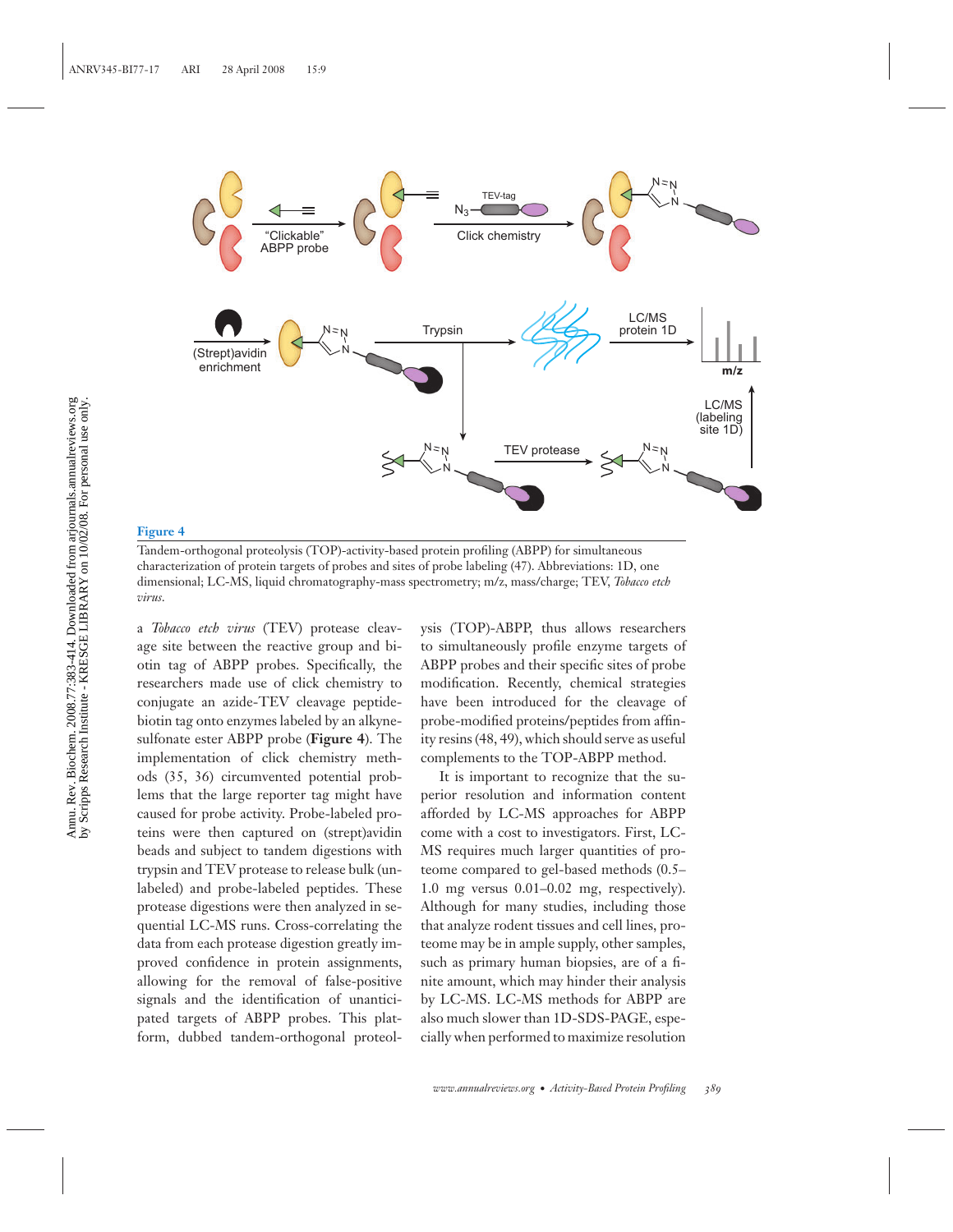**Figure 4**

Tandem-orthogonal proteolysis (TOP)-activity-based protein profiling (ABPP) for simultaneous characterization of protein targets of probes and sites of probe labeling (47). Abbreviations: 1D, one dimensional; LC-MS, liquid chromatography-mass spectrometry; m/z, mass/charge; TEV, *Tobacco etch virus*.

a *Tobacco etch virus* (TEV) protease cleavage site between the reactive group and biotin tag of ABPP probes. Specifically, the researchers made use of click chemistry to conjugate an azide-TEV cleavage peptide-biotin tag onto enzymes labeled by an alkyne-sulfonate ester ABPP probe (**Figure 4**). The implementation of click chemistry methods (35, 36) circumvented potential problems that the large reporter tag might have caused for probe activity. Probe-labeled proteins were then captured on (strept)avidin beads and subject to tandem digestions with trypsin and TEV protease to release bulk (unlabeled) and probe-labeled peptides. These protease digestions were then analyzed in sequential LC-MS runs. Cross-correlating the data from each protease digestion greatly improved confidence in protein assignments, allowing for the removal of false-positive signals and the identification of unanticipated targets of ABPP probes. This platform, dubbed tandem-orthogonal proteolysis (TOP)-ABPP, thus allows researchers to simultaneously profile enzyme targets of ABPP probes and their specific sites of probe modification. Recently, chemical strategies have been introduced for the cleavage of probe-modified proteins/peptides from affinity resins (48, 49), which should serve as useful complements to the TOP-ABPP method.

It is important to recognize that the superior resolution and information content afforded by LC-MS approaches for ABPP come with a cost to investigators. First, LC-MS requires much larger quantities of proteome compared to gel-based methods (0.5–1.0 mg versus 0.01–0.02 mg, respectively). Although for many studies, including those that analyze rodent tissues and cell lines, proteome may be in ample supply, other samples, such as primary human biopsies, are of a finite amount, which may hinder their analysis by LC-MS. LC-MS methods for ABPP are also much slower than 1D-SDS-PAGE, especially when performed to maximize resolution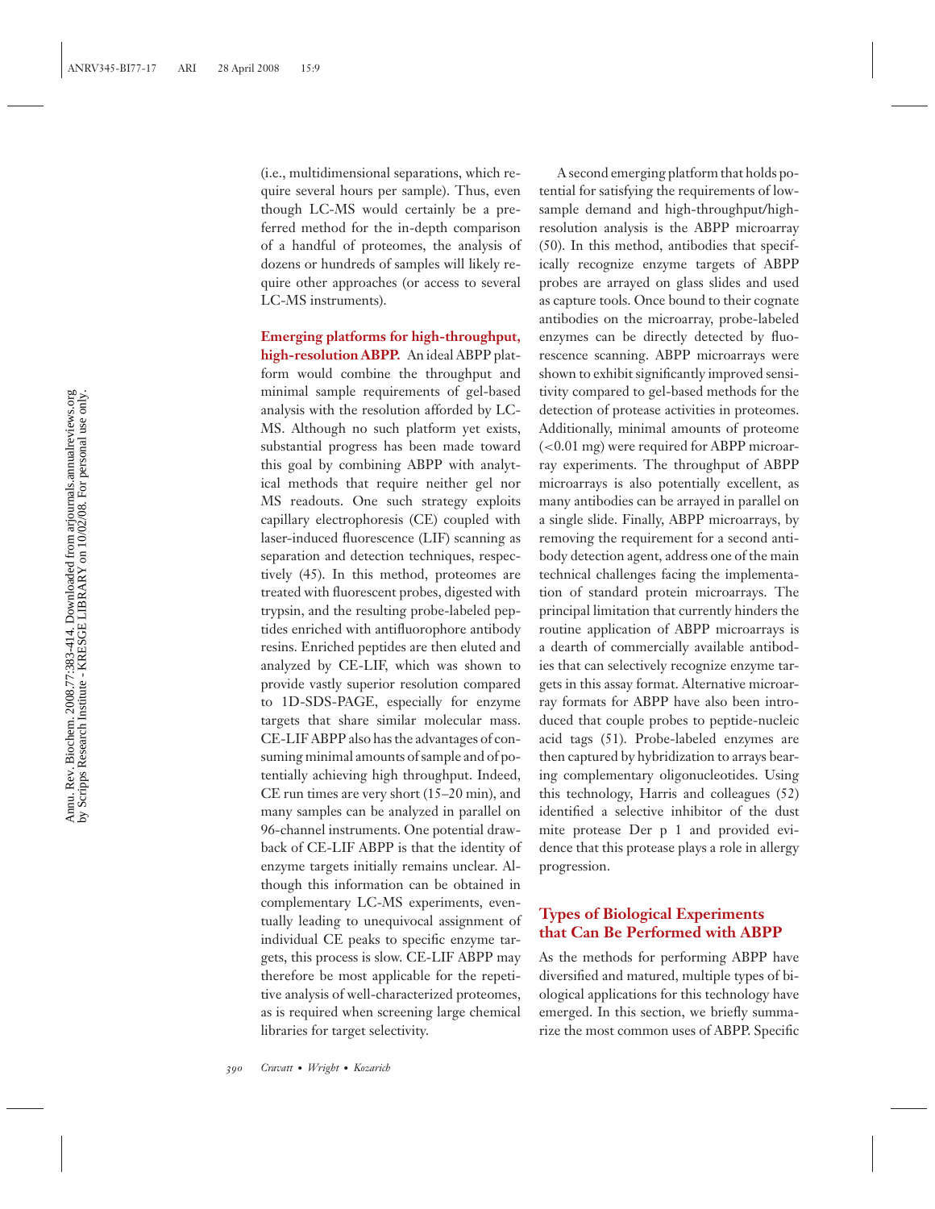(i.e., multidimensional separations, which require several hours per sample). Thus, even though LC-MS would certainly be a preferred method for the in-depth comparison of a handful of proteomes, the analysis of dozens or hundreds of samples will likely require other approaches (or access to several LC-MS instruments).

**Emerging platforms for high-throughput, high-resolution ABPP.** An ideal ABPP platform would combine the throughput and minimal sample requirements of gel-based analysis with the resolution afforded by LC-MS. Although no such platform yet exists, substantial progress has been made toward this goal by combining ABPP with analytical methods that require neither gel nor MS readouts. One such strategy exploits capillary electrophoresis (CE) coupled with laser-induced fluorescence (LIF) scanning as separation and detection techniques, respectively (45). In this method, proteomes are treated with fluorescent probes, digested with trypsin, and the resulting probe-labeled peptides enriched with antifluorophore antibody resins. Enriched peptides are then eluted and analyzed by CE-LIF, which was shown to provide vastly superior resolution compared to 1D-SDS-PAGE, especially for enzyme targets that share similar molecular mass. CE-LIF ABPP also has the advantages of consuming minimal amounts of sample and of potentially achieving high throughput. Indeed, CE run times are very short (15–20 min), and many samples can be analyzed in parallel on 96-channel instruments. One potential drawback of CE-LIF ABPP is that the identity of enzyme targets initially remains unclear. Although this information can be obtained in complementary LC-MS experiments, eventually leading to unequivocal assignment of individual CE peaks to specific enzyme targets, this process is slow. CE-LIF ABPP may therefore be most applicable for the repetitive analysis of well-characterized proteomes, as is required when screening large chemical libraries for target selectivity.

A second emerging platform that holds potential for satisfying the requirements of low-sample demand and high-throughput/high-resolution analysis is the ABPP microarray (50). In this method, antibodies that specifically recognize enzyme targets of ABPP probes are arrayed on glass slides and used as capture tools. Once bound to their cognate antibodies on the microarray, probe-labeled enzymes can be directly detected by fluorescence scanning. ABPP microarrays were shown to exhibit significantly improved sensitivity compared to gel-based methods for the detection of protease activities in proteomes. Additionally, minimal amounts of proteome (<0.01 mg) were required for ABPP microarray experiments. The throughput of ABPP microarrays is also potentially excellent, as many antibodies can be arrayed in parallel on a single slide. Finally, ABPP microarrays, by removing the requirement for a second antibody detection agent, address one of the main technical challenges facing the implementation of standard protein microarrays. The principal limitation that currently hinders the routine application of ABPP microarrays is a dearth of commercially available antibodies that can selectively recognize enzyme targets in this assay format. Alternative microarray formats for ABPP have also been introduced that couple probes to peptide-nucleic acid tags (51). Probe-labeled enzymes are then captured by hybridization to arrays bearing complementary oligonucleotides. Using this technology, Harris and colleagues (52) identified a selective inhibitor of the dust mite protease Der p 1 and provided evidence that this protease plays a role in allergy progression.

## Types of Biological Experiments that Can Be Performed with ABPP

As the methods for performing ABPP have diversified and matured, multiple types of biological applications for this technology have emerged. In this section, we briefly summarize the most common uses of ABPP. Specific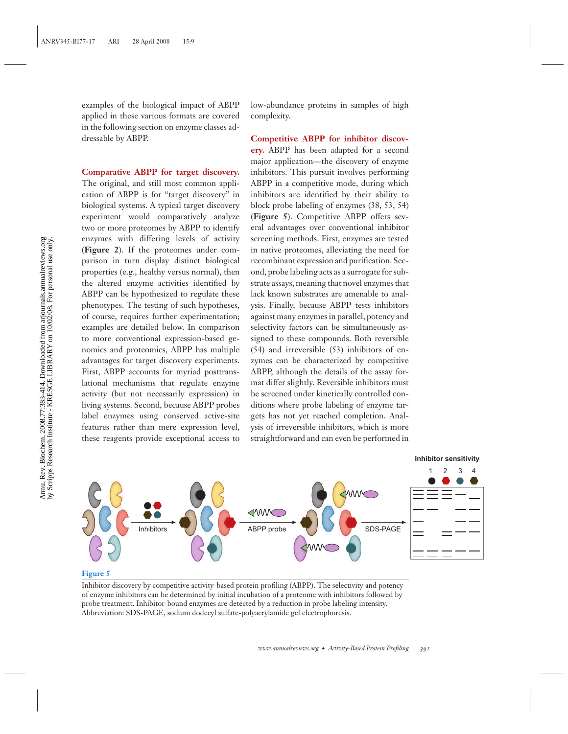examples of the biological impact of ABPP applied in these various formats are covered in the following section on enzyme classes addressable by ABPP.

**Comparative ABPP for target discovery.** The original, and still most common application of ABPP is for "target discovery" in biological systems. A typical target discovery experiment would comparatively analyze two or more proteomes by ABPP to identify enzymes with differing levels of activity (**Figure 2**). If the proteomes under comparison in turn display distinct biological properties (e.g., healthy versus normal), then the altered enzyme activities identified by ABPP can be hypothesized to regulate these phenotypes. The testing of such hypotheses, of course, requires further experimentation; examples are detailed below. In comparison to more conventional expression-based genomics and proteomics, ABPP has multiple advantages for target discovery experiments. First, ABPP accounts for myriad posttranslational mechanisms that regulate enzyme activity (but not necessarily expression) in living systems. Second, because ABPP probes label enzymes using conserved active-site features rather than mere expression level, these reagents provide exceptional access to low-abundance proteins in samples of high complexity.

**Competitive ABPP for inhibitor discovery.** ABPP has been adapted for a second major application—the discovery of enzyme inhibitors. This pursuit involves performing ABPP in a competitive mode, during which inhibitors are identified by their ability to block probe labeling of enzymes (38, 53, 54) (**Figure 5**). Competitive ABPP offers several advantages over conventional inhibitor screening methods. First, enzymes are tested in native proteomes, alleviating the need for recombinant expression and purification. Second, probe labeling acts as a surrogate for substrate assays, meaning that novel enzymes that lack known substrates are amenable to analysis. Finally, because ABPP tests inhibitors against many enzymes in parallel, potency and selectivity factors can be simultaneously assigned to these compounds. Both reversible (54) and irreversible (53) inhibitors of enzymes can be characterized by competitive ABPP, although the details of the assay format differ slightly. Reversible inhibitors must be screened under kinetically controlled conditions where probe labeling of enzyme targets has not yet reached completion. Analysis of irreversible inhibitors, which is more straightforward and can even be performed in

Inhibitors

ABPP probe

SDS-PAGE

Inhibitor sensitivity

— 1 2 3 4

**Figure 5**

Inhibitor discovery by competitive activity-based protein profiling (ABPP). The selectivity and potency of enzyme inhibitors can be determined by initial incubation of a proteome with inhibitors followed by probe treatment. Inhibitor-bound enzymes are detected by a reduction in probe labeling intensity. Abbreviation: SDS-PAGE, sodium dodecyl sulfate-polyacrylamide gel electrophoresis.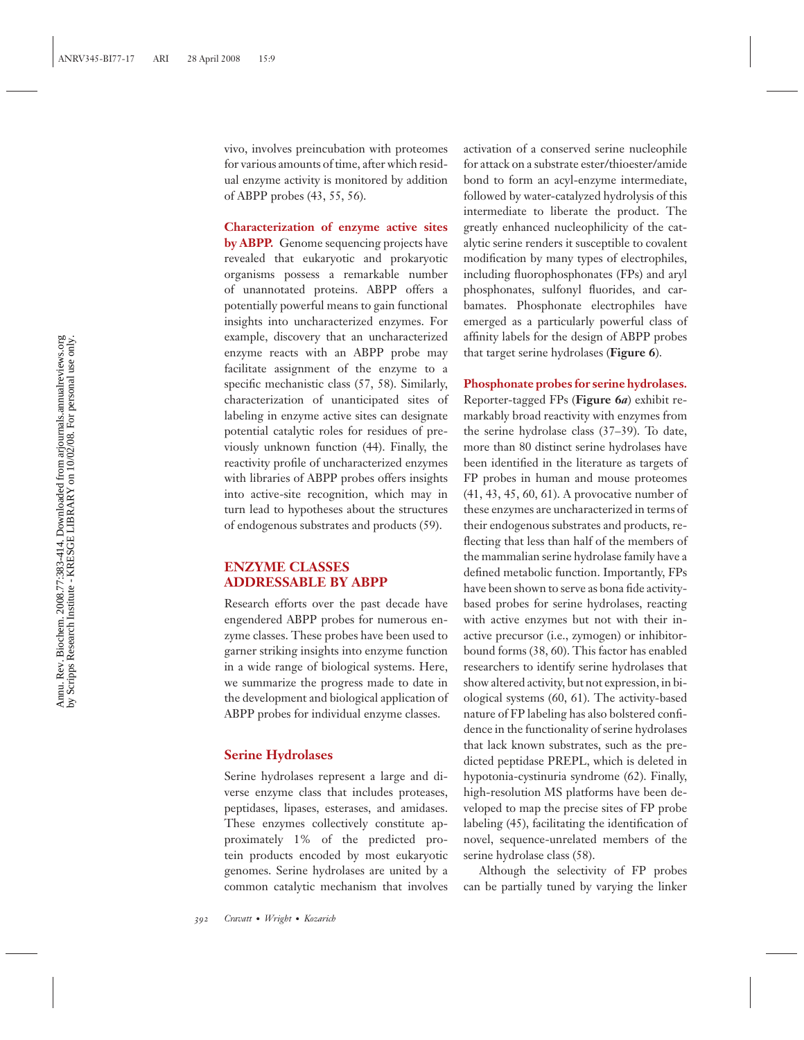vivo, involves preincubation with proteomes for various amounts of time, after which residual enzyme activity is monitored by addition of ABPP probes (43, 55, 56).

**Characterization of enzyme active sites by ABPP.** Genome sequencing projects have revealed that eukaryotic and prokaryotic organisms possess a remarkable number of unannotated proteins. ABPP offers a potentially powerful means to gain functional insights into uncharacterized enzymes. For example, discovery that an uncharacterized enzyme reacts with an ABPP probe may facilitate assignment of the enzyme to a specific mechanistic class (57, 58). Similarly, characterization of unanticipated sites of labeling in enzyme active sites can designate potential catalytic roles for residues of previously unknown function (44). Finally, the reactivity profile of uncharacterized enzymes with libraries of ABPP probes offers insights into active-site recognition, which may in turn lead to hypotheses about the structures of endogenous substrates and products (59).

## ENZYME CLASSES ADDRESSABLE BY ABPP

Research efforts over the past decade have engendered ABPP probes for numerous enzyme classes. These probes have been used to garner striking insights into enzyme function in a wide range of biological systems. Here, we summarize the progress made to date in the development and biological application of ABPP probes for individual enzyme classes.

### Serine Hydrolases

Serine hydrolases represent a large and diverse enzyme class that includes proteases, peptidases, lipases, esterases, and amidases. These enzymes collectively constitute approximately 1% of the predicted protein products encoded by most eukaryotic genomes. Serine hydrolases are united by a common catalytic mechanism that involves activation of a conserved serine nucleophile for attack on a substrate ester/thioester/amide bond to form an acyl-enzyme intermediate, followed by water-catalyzed hydrolysis of this intermediate to liberate the product. The greatly enhanced nucleophilicity of the catalytic serine renders it susceptible to covalent modification by many types of electrophiles, including fluorophosphonates (FPs) and aryl phosphonates, sulfonyl fluorides, and carbamates. Phosphonate electrophiles have emerged as a particularly powerful class of affinity labels for the design of ABPP probes that target serine hydrolases (**Figure 6**).

**Phosphonate probes for serine hydrolases.** Reporter-tagged FPs (**Figure 6*a***) exhibit remarkably broad reactivity with enzymes from the serine hydrolase class (37–39). To date, more than 80 distinct serine hydrolases have been identified in the literature as targets of FP probes in human and mouse proteomes (41, 43, 45, 60, 61). A provocative number of these enzymes are uncharacterized in terms of their endogenous substrates and products, reflecting that less than half of the members of the mammalian serine hydrolase family have a defined metabolic function. Importantly, FPs have been shown to serve as bona fide activity-based probes for serine hydrolases, reacting with active enzymes but not with their inactive precursor (i.e., zymogen) or inhibitor-bound forms (38, 60). This factor has enabled researchers to identify serine hydrolases that show altered activity, but not expression, in biological systems (60, 61). The activity-based nature of FP labeling has also bolstered confidence in the functionality of serine hydrolases that lack known substrates, such as the predicted peptidase PREPL, which is deleted in hypotonia-cystinuria syndrome (62). Finally, high-resolution MS platforms have been developed to map the precise sites of FP probe labeling (45), facilitating the identification of novel, sequence-unrelated members of the serine hydrolase class (58).

Although the selectivity of FP probes can be partially tuned by varying the linker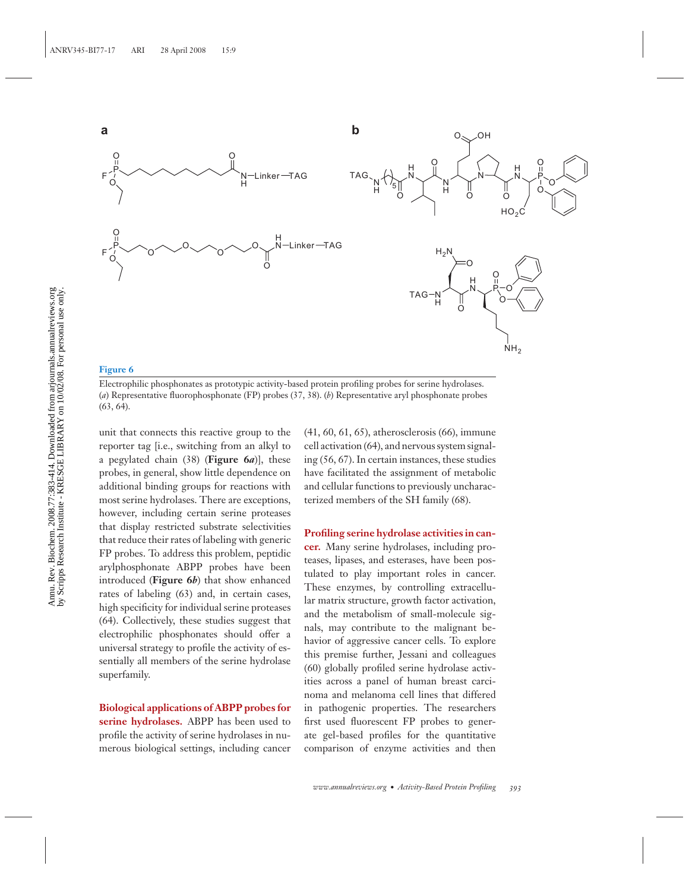a

b

**Figure 6**

Electrophilic phosphonates as prototypic activity-based protein profiling probes for serine hydrolases. (*a*) Representative fluorophosphonate (FP) probes (37, 38). (*b*) Representative aryl phosphonate probes (63, 64).

unit that connects this reactive group to the reporter tag [i.e., switching from an alkyl to a pegylated chain (38) (**Figure 6*a***)], these probes, in general, show little dependence on additional binding groups for reactions with most serine hydrolases. There are exceptions, however, including certain serine proteases that display restricted substrate selectivities that reduce their rates of labeling with generic FP probes. To address this problem, peptidic arylphosphonate ABPP probes have been introduced (**Figure 6*b***) that show enhanced rates of labeling (63) and, in certain cases, high specificity for individual serine proteases (64). Collectively, these studies suggest that electrophilic phosphonates should offer a universal strategy to profile the activity of essentially all members of the serine hydrolase superfamily.

**Biological applications of ABPP probes for serine hydrolases.** ABPP has been used to profile the activity of serine hydrolases in numerous biological settings, including cancer (41, 60, 61, 65), atherosclerosis (66), immune cell activation (64), and nervous system signaling (56, 67). In certain instances, these studies have facilitated the assignment of metabolic and cellular functions to previously uncharacterized members of the SH family (68).

**Profiling serine hydrolase activities in cancer.** Many serine hydrolases, including proteases, lipases, and esterases, have been postulated to play important roles in cancer. These enzymes, by controlling extracellular matrix structure, growth factor activation, and the metabolism of small-molecule signals, may contribute to the malignant behavior of aggressive cancer cells. To explore this premise further, Jessani and colleagues (60) globally profiled serine hydrolase activities across a panel of human breast carcinoma and melanoma cell lines that differed in pathogenic properties. The researchers first used fluorescent FP probes to generate gel-based profiles for the quantitative comparison of enzyme activities and then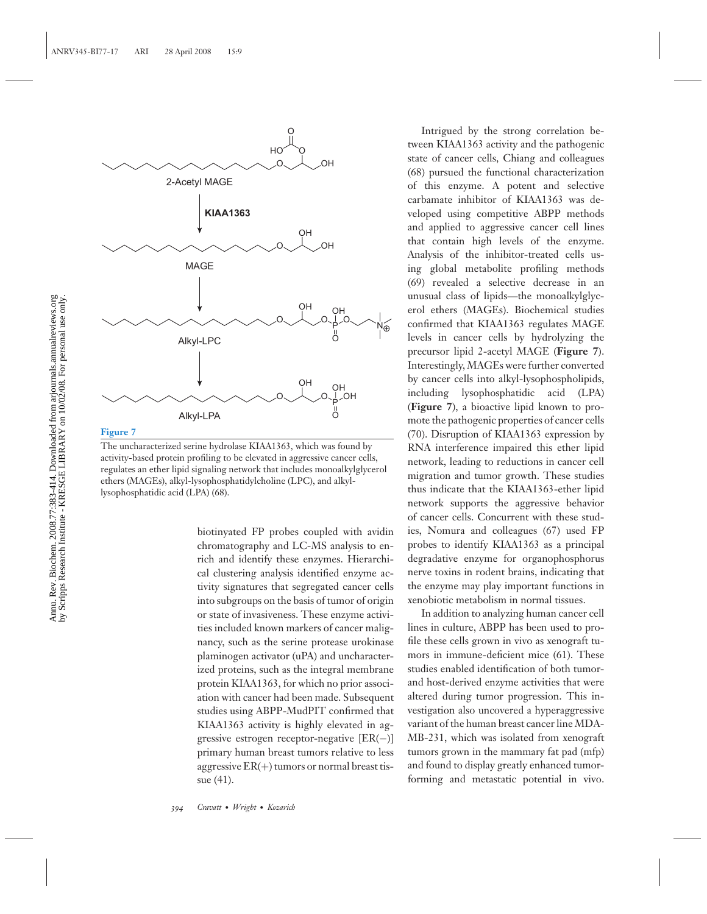2-Acetyl MAGE

KIAA1363

MAGE

Alkyl-LPC

Alkyl-LPA

**Figure 7**

The uncharacterized serine hydrolase KIAA1363, which was found by activity-based protein profiling to be elevated in aggressive cancer cells, regulates an ether lipid signaling network that includes monoalkylglycerol ethers (MAGEs), alkyl-lysophosphatidylcholine (LPC), and alkyl-lysophosphatidic acid (LPA) (68).

biotinyated FP probes coupled with avidin chromatography and LC-MS analysis to enrich and identify these enzymes. Hierarchical clustering analysis identified enzyme activity signatures that segregated cancer cells into subgroups on the basis of tumor of origin or state of invasiveness. These enzyme activities included known markers of cancer malignancy, such as the serine protease urokinase plaminogen activator (uPA) and uncharacterized proteins, such as the integral membrane protein KIAA1363, for which no prior association with cancer had been made. Subsequent studies using ABPP-MudPIT confirmed that KIAA1363 activity is highly elevated in aggressive estrogen receptor-negative [ER(−)] primary human breast tumors relative to less aggressive ER(+) tumors or normal breast tissue (41).

Intrigued by the strong correlation between KIAA1363 activity and the pathogenic state of cancer cells, Chiang and colleagues (68) pursued the functional characterization of this enzyme. A potent and selective carbamate inhibitor of KIAA1363 was developed using competitive ABPP methods and applied to aggressive cancer cell lines that contain high levels of the enzyme. Analysis of the inhibitor-treated cells using global metabolite profiling methods (69) revealed a selective decrease in an unusual class of lipids—the monoalkylglycerol ethers (MAGEs). Biochemical studies confirmed that KIAA1363 regulates MAGE levels in cancer cells by hydrolyzing the precursor lipid 2-acetyl MAGE (**Figure 7**). Interestingly, MAGEs were further converted by cancer cells into alkyl-lysophospholipids, including lysophosphatidic acid (LPA) (**Figure 7**), a bioactive lipid known to promote the pathogenic properties of cancer cells (70). Disruption of KIAA1363 expression by RNA interference impaired this ether lipid network, leading to reductions in cancer cell migration and tumor growth. These studies thus indicate that the KIAA1363-ether lipid network supports the aggressive behavior of cancer cells. Concurrent with these studies, Nomura and colleagues (67) used FP probes to identify KIAA1363 as a principal degradative enzyme for organophosphorus nerve toxins in rodent brains, indicating that the enzyme may play important functions in xenobiotic metabolism in normal tissues.

In addition to analyzing human cancer cell lines in culture, ABPP has been used to profile these cells grown in vivo as xenograft tumors in immune-deficient mice (61). These studies enabled identification of both tumor- and host-derived enzyme activities that were altered during tumor progression. This investigation also uncovered a hyperaggressive variant of the human breast cancer line MDA-MB-231, which was isolated from xenograft tumors grown in the mammary fat pad (mfp) and found to display greatly enhanced tumor-forming and metastatic potential in vivo.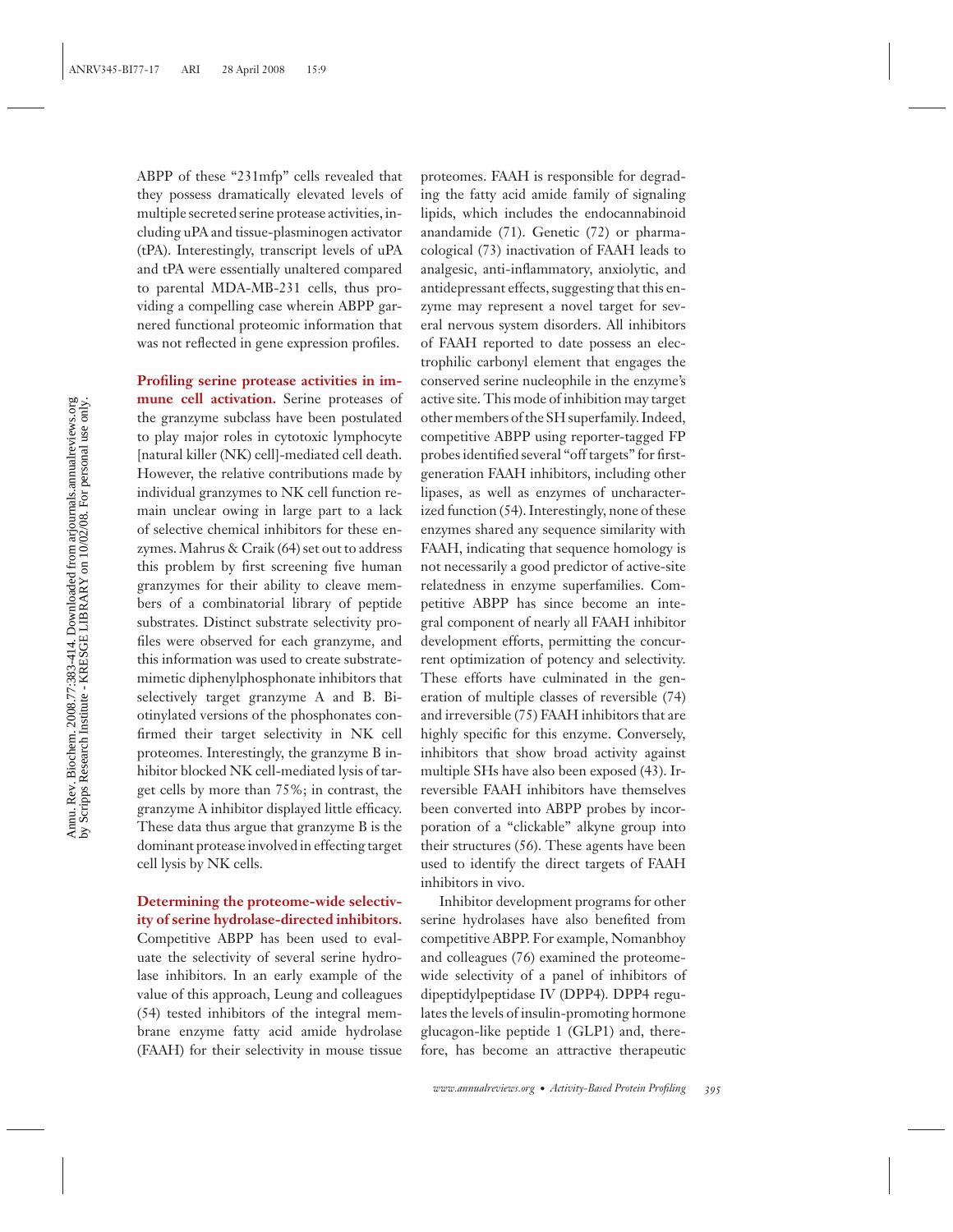ABPP of these "231mfp" cells revealed that they possess dramatically elevated levels of multiple secreted serine protease activities, including uPA and tissue-plasminogen activator (tPA). Interestingly, transcript levels of uPA and tPA were essentially unaltered compared to parental MDA-MB-231 cells, thus providing a compelling case wherein ABPP garnered functional proteomic information that was not reflected in gene expression profiles.

**Profiling serine protease activities in immune cell activation.** Serine proteases of the granzyme subclass have been postulated to play major roles in cytotoxic lymphocyte [natural killer (NK) cell]-mediated cell death. However, the relative contributions made by individual granzymes to NK cell function remain unclear owing in large part to a lack of selective chemical inhibitors for these enzymes. Mahrus & Craik (64) set out to address this problem by first screening five human granzymes for their ability to cleave members of a combinatorial library of peptide substrates. Distinct substrate selectivity profiles were observed for each granzyme, and this information was used to create substrate-mimetic diphenylphosphonate inhibitors that selectively target granzyme A and B. Biotinylated versions of the phosphonates confirmed their target selectivity in NK cell proteomes. Interestingly, the granzyme B inhibitor blocked NK cell-mediated lysis of target cells by more than 75%; in contrast, the granzyme A inhibitor displayed little efficacy. These data thus argue that granzyme B is the dominant protease involved in effecting target cell lysis by NK cells.

**Determining the proteome-wide selectivity of serine hydrolase-directed inhibitors.** Competitive ABPP has been used to evaluate the selectivity of several serine hydrolase inhibitors. In an early example of the value of this approach, Leung and colleagues (54) tested inhibitors of the integral membrane enzyme fatty acid amide hydrolase (FAAH) for their selectivity in mouse tissue proteomes. FAAH is responsible for degrading the fatty acid amide family of signaling lipids, which includes the endocannabinoid anandamide (71). Genetic (72) or pharmacological (73) inactivation of FAAH leads to analgesic, anti-inflammatory, anxiolytic, and antidepressant effects, suggesting that this enzyme may represent a novel target for several nervous system disorders. All inhibitors of FAAH reported to date possess an electrophilic carbonyl element that engages the conserved serine nucleophile in the enzyme's active site. This mode of inhibition may target other members of the SH superfamily. Indeed, competitive ABPP using reporter-tagged FP probes identified several "off targets" for first-generation FAAH inhibitors, including other lipases, as well as enzymes of uncharacterized function (54). Interestingly, none of these enzymes shared any sequence similarity with FAAH, indicating that sequence homology is not necessarily a good predictor of active-site relatedness in enzyme superfamilies. Competitive ABPP has since become an integral component of nearly all FAAH inhibitor development efforts, permitting the concurrent optimization of potency and selectivity. These efforts have culminated in the generation of multiple classes of reversible (74) and irreversible (75) FAAH inhibitors that are highly specific for this enzyme. Conversely, inhibitors that show broad activity against multiple SHs have also been exposed (43). Irreversible FAAH inhibitors have themselves been converted into ABPP probes by incorporation of a "clickable" alkyne group into their structures (56). These agents have been used to identify the direct targets of FAAH inhibitors in vivo.

Inhibitor development programs for other serine hydrolases have also benefited from competitive ABPP. For example, Nomanbhoy and colleagues (76) examined the proteome-wide selectivity of a panel of inhibitors of dipeptidylpeptidase IV (DPP4). DPP4 regulates the levels of insulin-promoting hormone glucagon-like peptide 1 (GLP1) and, therefore, has become an attractive therapeutic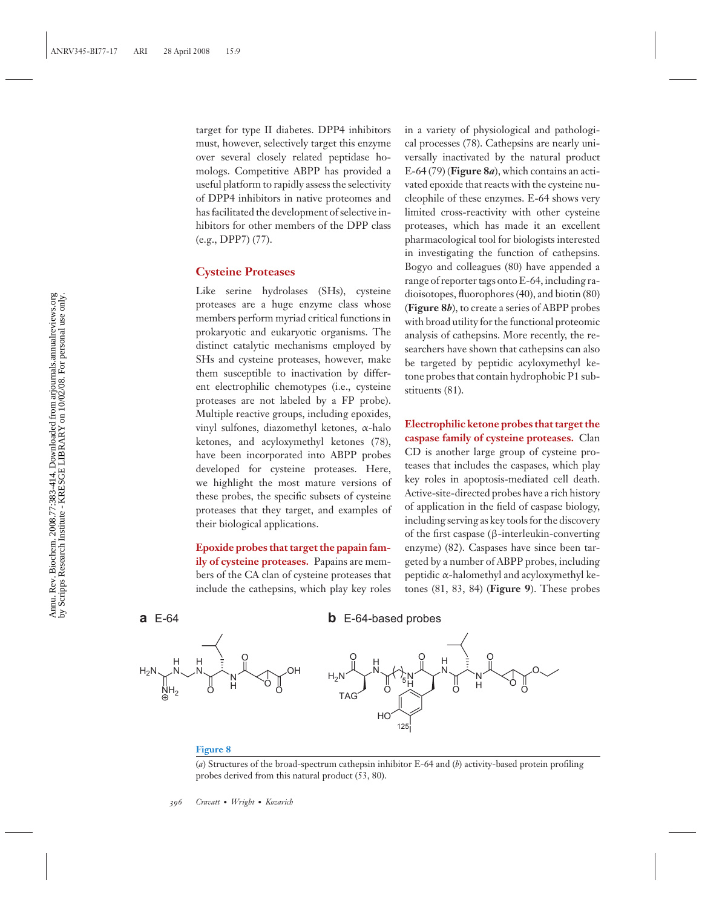target for type II diabetes. DPP4 inhibitors must, however, selectively target this enzyme over several closely related peptidase homologs. Competitive ABPP has provided a useful platform to rapidly assess the selectivity of DPP4 inhibitors in native proteomes and has facilitated the development of selective inhibitors for other members of the DPP class (e.g., DPP7) (77).

## Cysteine Proteases

Like serine hydrolases (SHs), cysteine proteases are a huge enzyme class whose members perform myriad critical functions in prokaryotic and eukaryotic organisms. The distinct catalytic mechanisms employed by SHs and cysteine proteases, however, make them susceptible to inactivation by different electrophilic chemotypes (i.e., cysteine proteases are not labeled by a FP probe). Multiple reactive groups, including epoxides, vinyl sulfones, diazomethyl ketones, α-halo ketones, and acyloxymethyl ketones (78), have been incorporated into ABPP probes developed for cysteine proteases. Here, we highlight the most mature versions of these probes, the specific subsets of cysteine proteases that they target, and examples of their biological applications.

**Epoxide probes that target the papain family of cysteine proteases.** Papains are members of the CA clan of cysteine proteases that include the cathepsins, which play key roles in a variety of physiological and pathological processes (78). Cathepsins are nearly universally inactivated by the natural product E-64 (79) (**Figure 8*a***), which contains an activated epoxide that reacts with the cysteine nucleophile of these enzymes. E-64 shows very limited cross-reactivity with other cysteine proteases, which has made it an excellent pharmacological tool for biologists interested in investigating the function of cathepsins. Bogyo and colleagues (80) have appended a range of reporter tags onto E-64, including radioisotopes, fluorophores (40), and biotin (80) (**Figure 8*b***), to create a series of ABPP probes with broad utility for the functional proteomic analysis of cathepsins. More recently, the researchers have shown that cathepsins can also be targeted by peptidic acyloxymethyl ketone probes that contain hydrophobic P1 substituents (81).

**Electrophilic ketone probes that target the caspase family of cysteine proteases.** Clan CD is another large group of cysteine proteases that includes the caspases, which play key roles in apoptosis-mediated cell death. Active-site-directed probes have a rich history of application in the field of caspase biology, including serving as key tools for the discovery of the first caspase (β-interleukin-converting enzyme) (82). Caspases have since been targeted by a number of ABPP probes, including peptidic α-halomethyl and acyloxymethyl ketones (81, 83, 84) (**Figure 9**). These probes

**a** E-64

**b** E-64-based probes

**Figure 8**

(*a*) Structures of the broad-spectrum cathepsin inhibitor E-64 and (*b*) activity-based protein profiling probes derived from this natural product (53, 80).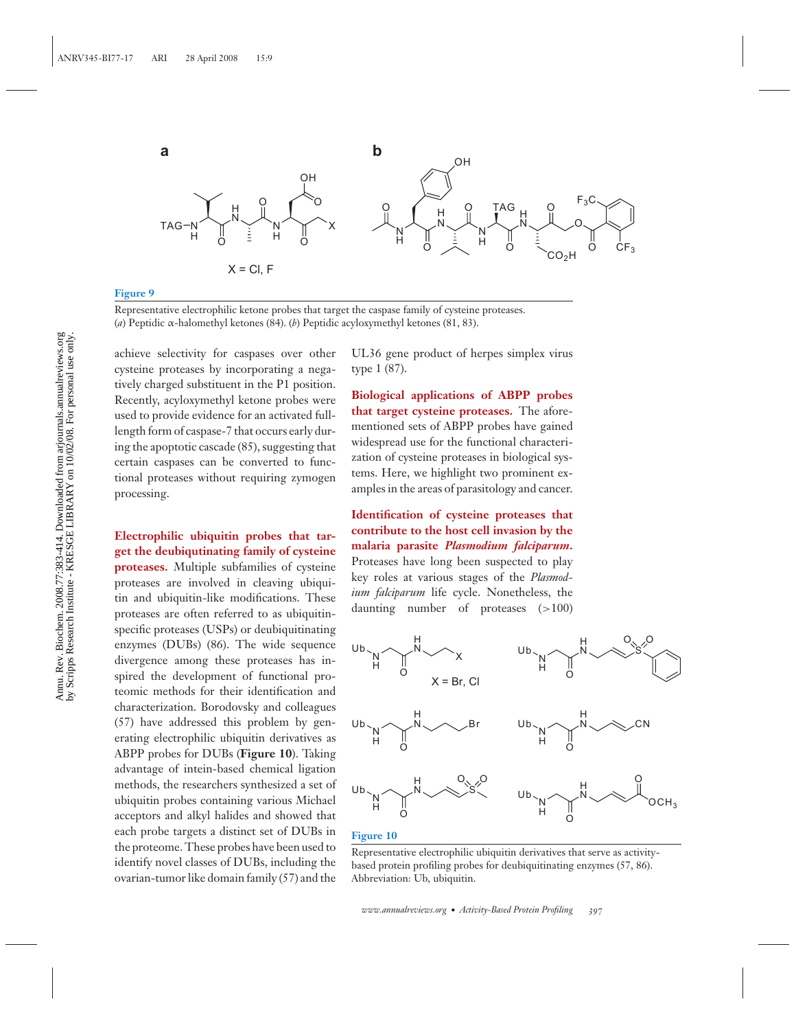a

X = Cl, F

b

**Figure 9**

Representative electrophilic ketone probes that target the caspase family of cysteine proteases. (*a*) Peptidic α-halomethyl ketones (84). (*b*) Peptidic acyloxymethyl ketones (81, 83).

achieve selectivity for caspases over other cysteine proteases by incorporating a negatively charged substituent in the P1 position. Recently, acyloxymethyl ketone probes were used to provide evidence for an activated full-length form of caspase-7 that occurs early during the apoptotic cascade (85), suggesting that certain caspases can be converted to functional proteases without requiring zymogen processing.

**Electrophilic ubiquitin probes that target the deubiqutinating family of cysteine proteases.** Multiple subfamilies of cysteine proteases are involved in cleaving ubiquitin and ubiquitin-like modifications. These proteases are often referred to as ubiquitin-specific proteases (USPs) or deubiquitinating enzymes (DUBs) (86). The wide sequence divergence among these proteases has inspired the development of functional proteomic methods for their identification and characterization. Borodovsky and colleagues (57) have addressed this problem by generating electrophilic ubiquitin derivatives as ABPP probes for DUBs (**Figure 10**). Taking advantage of intein-based chemical ligation methods, the researchers synthesized a set of ubiquitin probes containing various Michael acceptors and alkyl halides and showed that each probe targets a distinct set of DUBs in the proteome. These probes have been used to identify novel classes of DUBs, including the ovarian-tumor like domain family (57) and the UL36 gene product of herpes simplex virus type 1 (87).

**Biological applications of ABPP probes that target cysteine proteases.** The aforementioned sets of ABPP probes have gained widespread use for the functional characterization of cysteine proteases in biological systems. Here, we highlight two prominent examples in the areas of parasitology and cancer.

**Identification of cysteine proteases that contribute to the host cell invasion by the malaria parasite *Plasmodium falciparum*.** Proteases have long been suspected to play key roles at various stages of the *Plasmodium falciparum* life cycle. Nonetheless, the daunting number of proteases (>100)

X = Br, Cl

**Figure 10**

Representative electrophilic ubiquitin derivatives that serve as activity-based protein profiling probes for deubiquitinating enzymes (57, 86). Abbreviation: Ub, ubiquitin.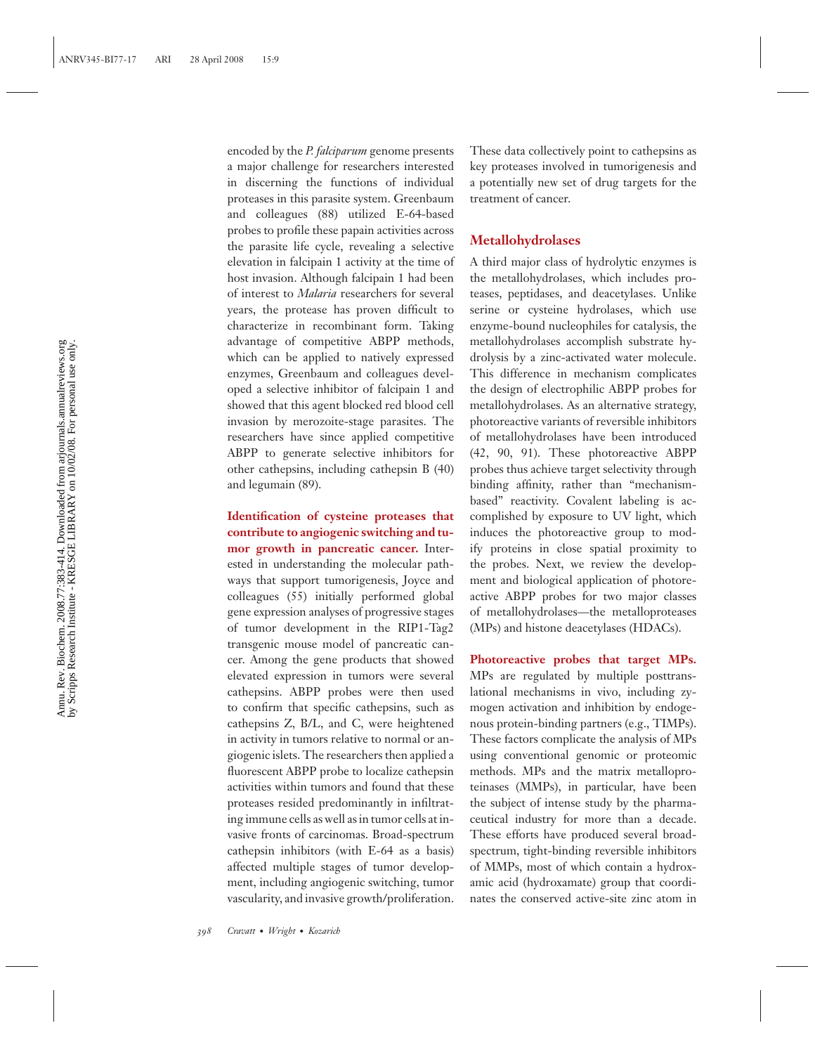encoded by the *P. falciparum* genome presents a major challenge for researchers interested in discerning the functions of individual proteases in this parasite system. Greenbaum and colleagues (88) utilized E-64-based probes to profile these papain activities across the parasite life cycle, revealing a selective elevation in falcipain 1 activity at the time of host invasion. Although falcipain 1 had been of interest to *Malaria* researchers for several years, the protease has proven difficult to characterize in recombinant form. Taking advantage of competitive ABPP methods, which can be applied to natively expressed enzymes, Greenbaum and colleagues developed a selective inhibitor of falcipain 1 and showed that this agent blocked red blood cell invasion by merozoite-stage parasites. The researchers have since applied competitive ABPP to generate selective inhibitors for other cathepsins, including cathepsin B (40) and legumain (89).

**Identification of cysteine proteases that contribute to angiogenic switching and tumor growth in pancreatic cancer.** Interested in understanding the molecular pathways that support tumorigenesis, Joyce and colleagues (55) initially performed global gene expression analyses of progressive stages of tumor development in the RIP1-Tag2 transgenic mouse model of pancreatic cancer. Among the gene products that showed elevated expression in tumors were several cathepsins. ABPP probes were then used to confirm that specific cathepsins, such as cathepsins Z, B/L, and C, were heightened in activity in tumors relative to normal or angiogenic islets. The researchers then applied a fluorescent ABPP probe to localize cathepsin activities within tumors and found that these proteases resided predominantly in infiltrating immune cells as well as in tumor cells at invasive fronts of carcinomas. Broad-spectrum cathepsin inhibitors (with E-64 as a basis) affected multiple stages of tumor development, including angiogenic switching, tumor vascularity, and invasive growth/proliferation. These data collectively point to cathepsins as key proteases involved in tumorigenesis and a potentially new set of drug targets for the treatment of cancer.

## Metallohydrolases

A third major class of hydrolytic enzymes is the metallohydrolases, which includes proteases, peptidases, and deacetylases. Unlike serine or cysteine hydrolases, which use enzyme-bound nucleophiles for catalysis, the metallohydrolases accomplish substrate hydrolysis by a zinc-activated water molecule. This difference in mechanism complicates the design of electrophilic ABPP probes for metallohydrolases. As an alternative strategy, photoreactive variants of reversible inhibitors of metallohydrolases have been introduced (42, 90, 91). These photoreactive ABPP probes thus achieve target selectivity through binding affinity, rather than "mechanism-based" reactivity. Covalent labeling is accomplished by exposure to UV light, which induces the photoreactive group to modify proteins in close spatial proximity to the probes. Next, we review the development and biological application of photoreactive ABPP probes for two major classes of metallohydrolases—the metalloproteases (MPs) and histone deacetylases (HDACs).

**Photoreactive probes that target MPs.** MPs are regulated by multiple posttranslational mechanisms in vivo, including zymogen activation and inhibition by endogenous protein-binding partners (e.g., TIMPs). These factors complicate the analysis of MPs using conventional genomic or proteomic methods. MPs and the matrix metalloproteinases (MMPs), in particular, have been the subject of intense study by the pharmaceutical industry for more than a decade. These efforts have produced several broad-spectrum, tight-binding reversible inhibitors of MMPs, most of which contain a hydroxamic acid (hydroxamate) group that coordinates the conserved active-site zinc atom in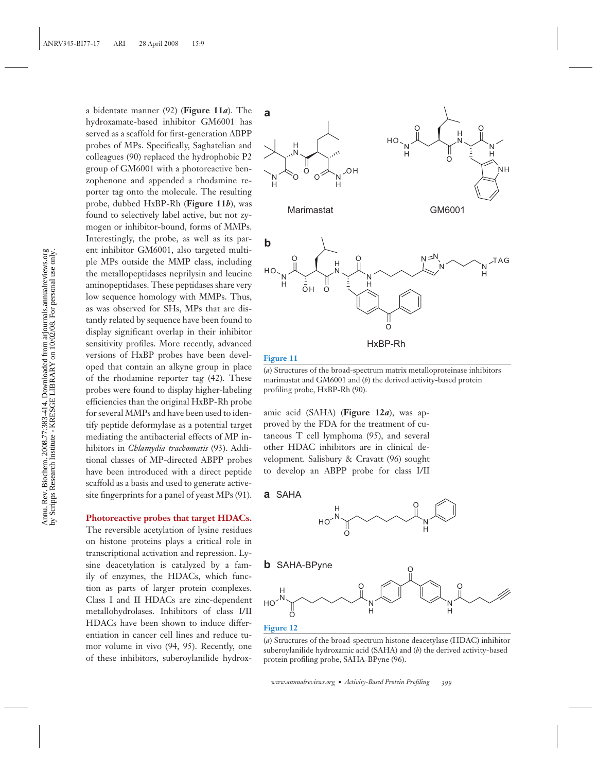a bidentate manner (92) (**Figure 11*a***). The hydroxamate-based inhibitor GM6001 has served as a scaffold for first-generation ABPP probes of MPs. Specifically, Saghatelian and colleagues (90) replaced the hydrophobic P2 group of GM6001 with a photoreactive benzophenone and appended a rhodamine reporter tag onto the molecule. The resulting probe, dubbed HxBP-Rh (**Figure 11*b***), was found to selectively label active, but not zymogen or inhibitor-bound, forms of MMPs. Interestingly, the probe, as well as its parent inhibitor GM6001, also targeted multiple MPs outside the MMP class, including the metallopeptidases neprilysin and leucine aminopeptidases. These peptidases share very low sequence homology with MMPs. Thus, as was observed for SHs, MPs that are distantly related by sequence have been found to display significant overlap in their inhibitor sensitivity profiles. More recently, advanced versions of HxBP probes have been developed that contain an alkyne group in place of the rhodamine reporter tag (42). These probes were found to display higher-labeling efficiencies than the original HxBP-Rh probe for several MMPs and have been used to identify peptide deformylase as a potential target mediating the antibacterial effects of MP inhibitors in *Chlamydia trachomatis* (93). Additional classes of MP-directed ABPP probes have been introduced with a direct peptide scaffold as a basis and used to generate active-site fingerprints for a panel of yeast MPs (91).

**Photoreactive probes that target HDACs.** The reversible acetylation of lysine residues on histone proteins plays a critical role in transcriptional activation and repression. Lysine deacetylation is catalyzed by a family of enzymes, the HDACs, which function as parts of larger protein complexes. Class I and II HDACs are zinc-dependent metallohydrolases. Inhibitors of class I/II HDACs have been shown to induce differentiation in cancer cell lines and reduce tumor volume in vivo (94, 95). Recently, one of these inhibitors, suberoylanilide hydroxamic acid (SAHA) (**Figure 12*a***), was approved by the FDA for the treatment of cutaneous T cell lymphoma (95), and several other HDAC inhibitors are in clinical development. Salisbury & Cravatt (96) sought to develop an ABPP probe for class I/II

Marimastat

GM6001

HxBP-Rh

**Figure 11**

(*a*) Structures of the broad-spectrum matrix metalloproteinase inhibitors marimastat and GM6001 and (*b*) the derived activity-based protein profiling probe, HxBP-Rh (90).

**a** SAHA

**b** SAHA-BPyne

**Figure 12**

(*a*) Structures of the broad-spectrum histone deacetylase (HDAC) inhibitor suberoylanilide hydroxamic acid (SAHA) and (*b*) the derived activity-based protein profiling probe, SAHA-BPyne (96).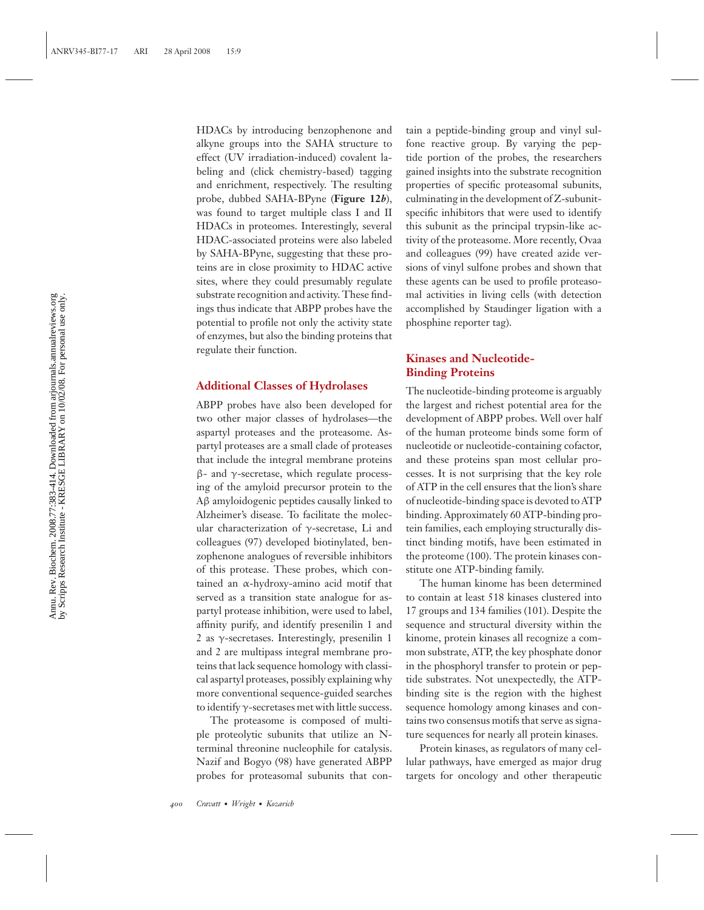HDACs by introducing benzophenone and alkyne groups into the SAHA structure to effect (UV irradiation-induced) covalent labeling and (click chemistry-based) tagging and enrichment, respectively. The resulting probe, dubbed SAHA-BPyne (**Figure 12*b***), was found to target multiple class I and II HDACs in proteomes. Interestingly, several HDAC-associated proteins were also labeled by SAHA-BPyne, suggesting that these proteins are in close proximity to HDAC active sites, where they could presumably regulate substrate recognition and activity. These findings thus indicate that ABPP probes have the potential to profile not only the activity state of enzymes, but also the binding proteins that regulate their function.

## Additional Classes of Hydrolases

ABPP probes have also been developed for two other major classes of hydrolases—the aspartyl proteases and the proteasome. Aspartyl proteases are a small clade of proteases that include the integral membrane proteins β- and γ-secretase, which regulate processing of the amyloid precursor protein to the Aβ amyloidogenic peptides causally linked to Alzheimer's disease. To facilitate the molecular characterization of γ-secretase, Li and colleagues (97) developed biotinylated, benzophenone analogues of reversible inhibitors of this protease. These probes, which contained an α-hydroxy-amino acid motif that served as a transition state analogue for aspartyl protease inhibition, were used to label, affinity purify, and identify presenilin 1 and 2 as γ-secretases. Interestingly, presenilin 1 and 2 are multipass integral membrane proteins that lack sequence homology with classical aspartyl proteases, possibly explaining why more conventional sequence-guided searches to identify γ-secretases met with little success.

The proteasome is composed of multiple proteolytic subunits that utilize an N-terminal threonine nucleophile for catalysis. Nazif and Bogyo (98) have generated ABPP probes for proteasomal subunits that contain a peptide-binding group and vinyl sulfone reactive group. By varying the peptide portion of the probes, the researchers gained insights into the substrate recognition properties of specific proteasomal subunits, culminating in the development of Z-subunit-specific inhibitors that were used to identify this subunit as the principal trypsin-like activity of the proteasome. More recently, Ovaa and colleagues (99) have created azide versions of vinyl sulfone probes and shown that these agents can be used to profile proteasomal activities in living cells (with detection accomplished by Staudinger ligation with a phosphine reporter tag).

## Kinases and Nucleotide-Binding Proteins

The nucleotide-binding proteome is arguably the largest and richest potential area for the development of ABPP probes. Well over half of the human proteome binds some form of nucleotide or nucleotide-containing cofactor, and these proteins span most cellular processes. It is not surprising that the key role of ATP in the cell ensures that the lion's share of nucleotide-binding space is devoted to ATP binding. Approximately 60 ATP-binding protein families, each employing structurally distinct binding motifs, have been estimated in the proteome (100). The protein kinases constitute one ATP-binding family.

The human kinome has been determined to contain at least 518 kinases clustered into 17 groups and 134 families (101). Despite the sequence and structural diversity within the kinome, protein kinases all recognize a common substrate, ATP, the key phosphate donor in the phosphoryl transfer to protein or peptide substrates. Not unexpectedly, the ATP-binding site is the region with the highest sequence homology among kinases and contains two consensus motifs that serve as signature sequences for nearly all protein kinases.

Protein kinases, as regulators of many cellular pathways, have emerged as major drug targets for oncology and other therapeutic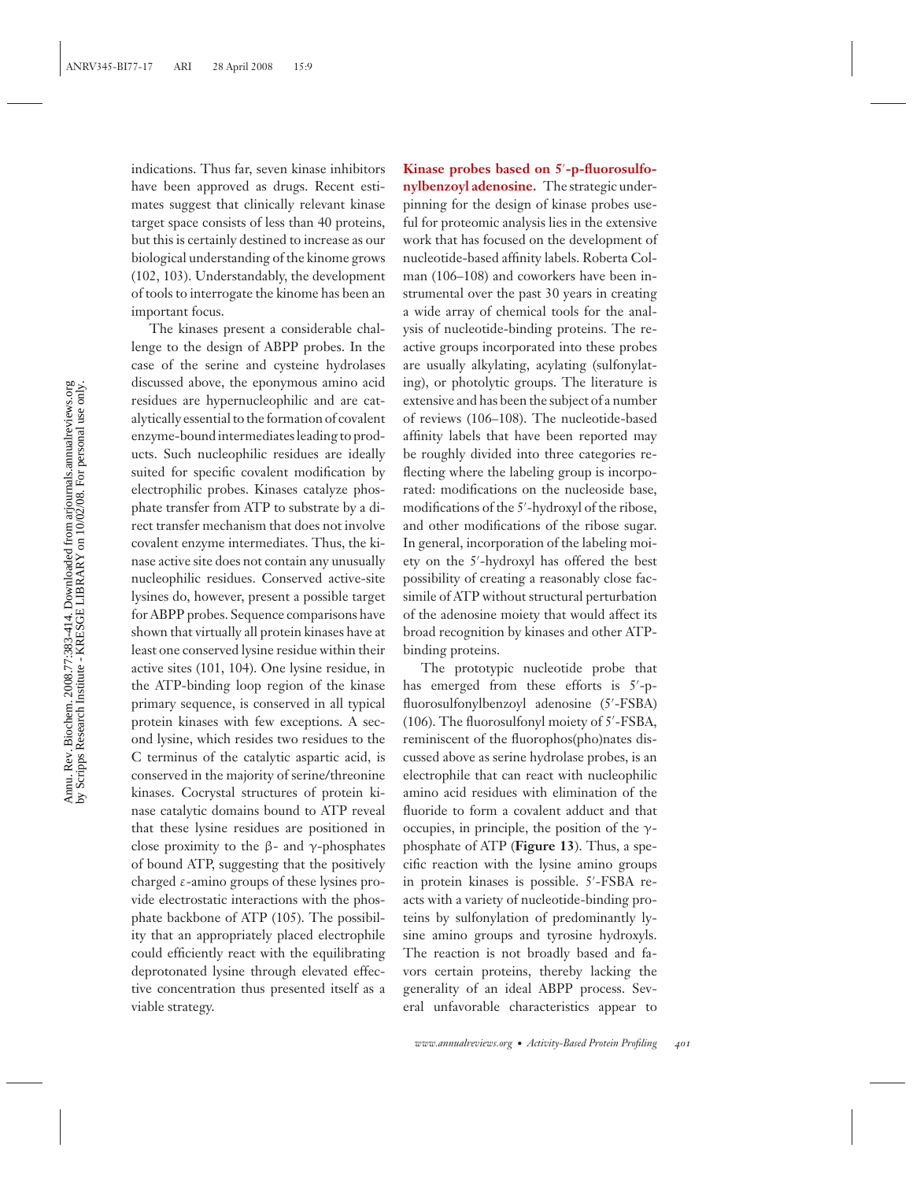indications. Thus far, seven kinase inhibitors have been approved as drugs. Recent estimates suggest that clinically relevant kinase target space consists of less than 40 proteins, but this is certainly destined to increase as our biological understanding of the kinome grows (102, 103). Understandably, the development of tools to interrogate the kinome has been an important focus.

The kinases present a considerable challenge to the design of ABPP probes. In the case of the serine and cysteine hydrolases discussed above, the eponymous amino acid residues are hypernucleophilic and are catalytically essential to the formation of covalent enzyme-bound intermediates leading to products. Such nucleophilic residues are ideally suited for specific covalent modification by electrophilic probes. Kinases catalyze phosphate transfer from ATP to substrate by a direct transfer mechanism that does not involve covalent enzyme intermediates. Thus, the kinase active site does not contain any unusually nucleophilic residues. Conserved active-site lysines do, however, present a possible target for ABPP probes. Sequence comparisons have shown that virtually all protein kinases have at least one conserved lysine residue within their active sites (101, 104). One lysine residue, in the ATP-binding loop region of the kinase primary sequence, is conserved in all typical protein kinases with few exceptions. A second lysine, which resides two residues to the C terminus of the catalytic aspartic acid, is conserved in the majority of serine/threonine kinases. Cocrystal structures of protein kinase catalytic domains bound to ATP reveal that these lysine residues are positioned in close proximity to the β- and γ-phosphates of bound ATP, suggesting that the positively charged ε-amino groups of these lysines provide electrostatic interactions with the phosphate backbone of ATP (105). The possibility that an appropriately placed electrophile could efficiently react with the equilibrating deprotonated lysine through elevated effective concentration thus presented itself as a viable strategy.

**Kinase probes based on 5′-p-fluorosulfonylbenzoyl adenosine.** The strategic underpinning for the design of kinase probes useful for proteomic analysis lies in the extensive work that has focused on the development of nucleotide-based affinity labels. Roberta Colman (106–108) and coworkers have been instrumental over the past 30 years in creating a wide array of chemical tools for the analysis of nucleotide-binding proteins. The reactive groups incorporated into these probes are usually alkylating, acylating (sulfonylating), or photolytic groups. The literature is extensive and has been the subject of a number of reviews (106–108). The nucleotide-based affinity labels that have been reported may be roughly divided into three categories reflecting where the labeling group is incorporated: modifications on the nucleoside base, modifications of the 5′-hydroxyl of the ribose, and other modifications of the ribose sugar. In general, incorporation of the labeling moiety on the 5′-hydroxyl has offered the best possibility of creating a reasonably close facsimile of ATP without structural perturbation of the adenosine moiety that would affect its broad recognition by kinases and other ATP-binding proteins.

The prototypic nucleotide probe that has emerged from these efforts is 5′-p-fluorosulfonylbenzoyl adenosine (5′-FSBA) (106). The fluorosulfonyl moiety of 5′-FSBA, reminiscent of the fluorophos(pho)nates discussed above as serine hydrolase probes, is an electrophile that can react with nucleophilic amino acid residues with elimination of the fluoride to form a covalent adduct and that occupies, in principle, the position of the γ-phosphate of ATP (**Figure 13**). Thus, a specific reaction with the lysine amino groups in protein kinases is possible. 5′-FSBA reacts with a variety of nucleotide-binding proteins by sulfonylation of predominantly lysine amino groups and tyrosine hydroxyls. The reaction is not broadly based and favors certain proteins, thereby lacking the generality of an ideal ABPP process. Several unfavorable characteristics appear to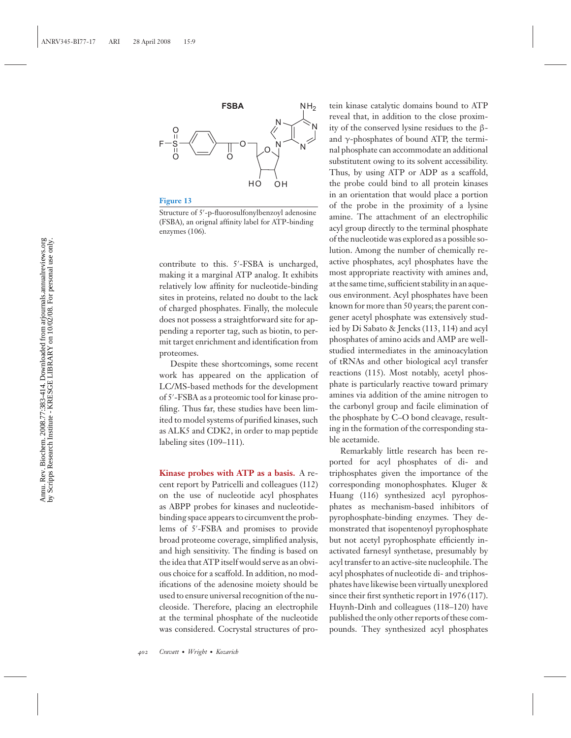**Figure 13**

Structure of 5′-p-fluorosulfonylbenzoyl adenosine (FSBA), an orignal affinity label for ATP-binding enzymes (106).

contribute to this. 5′-FSBA is uncharged, making it a marginal ATP analog. It exhibits relatively low affinity for nucleotide-binding sites in proteins, related no doubt to the lack of charged phosphates. Finally, the molecule does not possess a straightforward site for appending a reporter tag, such as biotin, to permit target enrichment and identification from proteomes.

Despite these shortcomings, some recent work has appeared on the application of LC/MS-based methods for the development of 5′-FSBA as a proteomic tool for kinase profiling. Thus far, these studies have been limited to model systems of purified kinases, such as ALK5 and CDK2, in order to map peptide labeling sites (109–111).

**Kinase probes with ATP as a basis.** A recent report by Patricelli and colleagues (112) on the use of nucleotide acyl phosphates as ABPP probes for kinases and nucleotide-binding space appears to circumvent the problems of 5′-FSBA and promises to provide broad proteome coverage, simplified analysis, and high sensitivity. The finding is based on the idea that ATP itself would serve as an obvious choice for a scaffold. In addition, no modifications of the adenosine moiety should be used to ensure universal recognition of the nucleoside. Therefore, placing an electrophile at the terminal phosphate of the nucleotide was considered. Cocrystal structures of protein kinase catalytic domains bound to ATP reveal that, in addition to the close proximity of the conserved lysine residues to the β- and γ-phosphates of bound ATP, the terminal phosphate can accommodate an additional substitutent owing to its solvent accessibility. Thus, by using ATP or ADP as a scaffold, the probe could bind to all protein kinases in an orientation that would place a portion of the probe in the proximity of a lysine amine. The attachment of an electrophilic acyl group directly to the terminal phosphate of the nucleotide was explored as a possible solution. Among the number of chemically reactive phosphates, acyl phosphates have the most appropriate reactivity with amines and, at the same time, sufficient stability in an aqueous environment. Acyl phosphates have been known for more than 50 years; the parent congener acetyl phosphate was extensively studied by Di Sabato & Jencks (113, 114) and acyl phosphates of amino acids and AMP are well-studied intermediates in the aminoacylation of tRNAs and other biological acyl transfer reactions (115). Most notably, acetyl phosphate is particularly reactive toward primary amines via addition of the amine nitrogen to the carbonyl group and facile elimination of the phosphate by C–O bond cleavage, resulting in the formation of the corresponding stable acetamide.

Remarkably little research has been reported for acyl phosphates of di- and triphosphates given the importance of the corresponding monophosphates. Kluger & Huang (116) synthesized acyl pyrophosphates as mechanism-based inhibitors of pyrophosphate-binding enzymes. They demonstrated that isopentenoyl pyrophosphate but not acetyl pyrophosphate efficiently inactivated farnesyl synthetase, presumably by acyl transfer to an active-site nucleophile. The acyl phosphates of nucleotide di- and triphosphates have likewise been virtually unexplored since their first synthetic report in 1976 (117). Huynh-Dinh and colleagues (118–120) have published the only other reports of these compounds. They synthesized acyl phosphates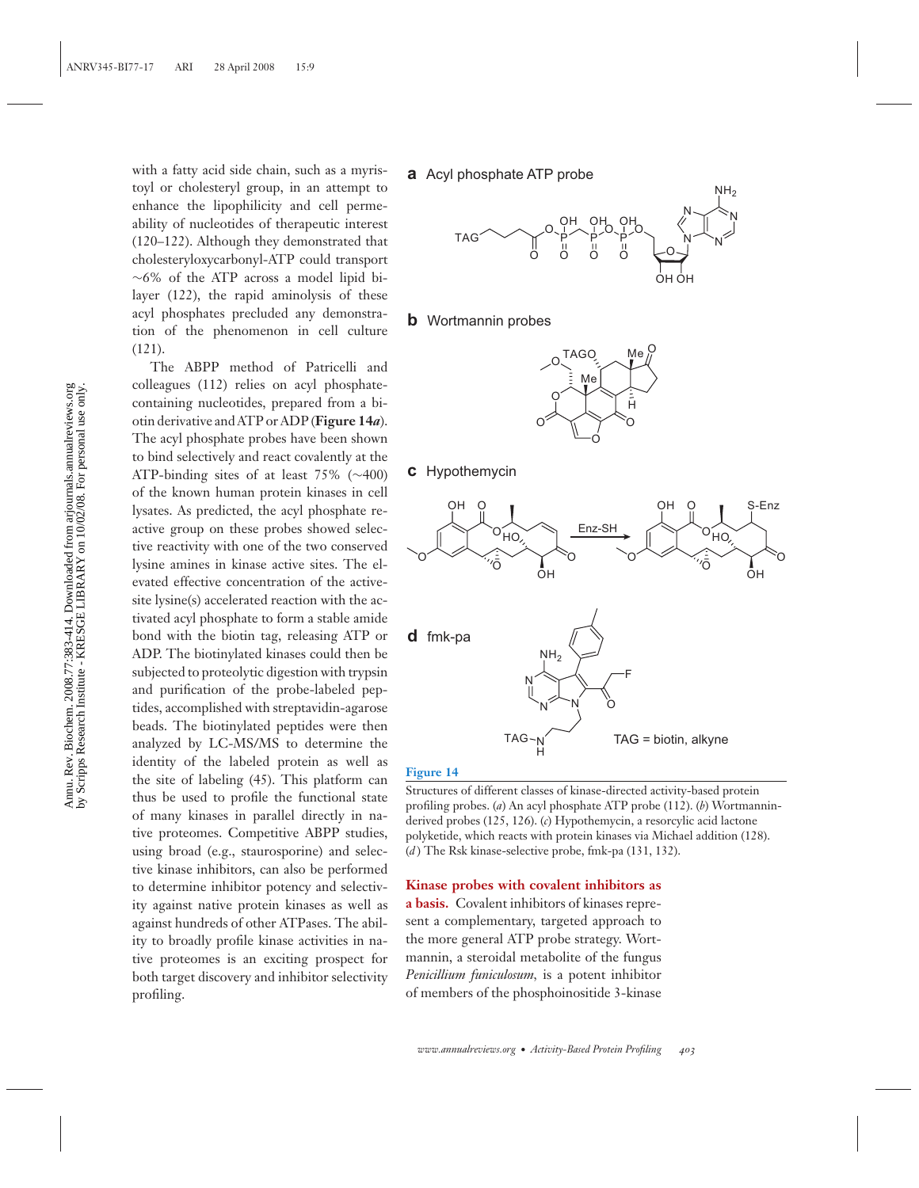with a fatty acid side chain, such as a myristoyl or cholesteryl group, in an attempt to enhance the lipophilicity and cell permeability of nucleotides of therapeutic interest (120–122). Although they demonstrated that cholesteryloxycarbonyl-ATP could transport ~6% of the ATP across a model lipid bilayer (122), the rapid aminolysis of these acyl phosphates precluded any demonstration of the phenomenon in cell culture (121).

The ABPP method of Patricelli and colleagues (112) relies on acyl phosphate-containing nucleotides, prepared from a biotin derivative and ATP or ADP (**Figure 14*a***). The acyl phosphate probes have been shown to bind selectively and react covalently at the ATP-binding sites of at least 75% (~400) of the known human protein kinases in cell lysates. As predicted, the acyl phosphate reactive group on these probes showed selective reactivity with one of the two conserved lysine amines in kinase active sites. The elevated effective concentration of the active-site lysine(s) accelerated reaction with the activated acyl phosphate to form a stable amide bond with the biotin tag, releasing ATP or ADP. The biotinylated kinases could then be subjected to proteolytic digestion with trypsin and purification of the probe-labeled peptides, accomplished with streptavidin-agarose beads. The biotinylated peptides were then analyzed by LC-MS/MS to determine the identity of the labeled protein as well as the site of labeling (45). This platform can thus be used to profile the functional state of many kinases in parallel directly in native proteomes. Competitive ABPP studies, using broad (e.g., staurosporine) and selective kinase inhibitors, can also be performed to determine inhibitor potency and selectivity against native protein kinases as well as against hundreds of other ATPases. The ability to broadly profile kinase activities in native proteomes is an exciting prospect for both target discovery and inhibitor selectivity profiling.

**a** Acyl phosphate ATP probe

**b** Wortmannin probes

**c** Hypothemycin

Enz-SH

S-Enz

**d** fmk-pa

TAG = biotin, alkyne

**Figure 14**

Structures of different classes of kinase-directed activity-based protein profiling probes. (*a*) An acyl phosphate ATP probe (112). (*b*) Wortmannin-derived probes (125, 126). (*c*) Hypothemycin, a resorcylic acid lactone polyketide, which reacts with protein kinases via Michael addition (128). (*d*) The Rsk kinase-selective probe, fmk-pa (131, 132).

**Kinase probes with covalent inhibitors as a basis.** Covalent inhibitors of kinases represent a complementary, targeted approach to the more general ATP probe strategy. Wortmannin, a steroidal metabolite of the fungus *Penicillium funiculosum*, is a potent inhibitor of members of the phosphoinositide 3-kinase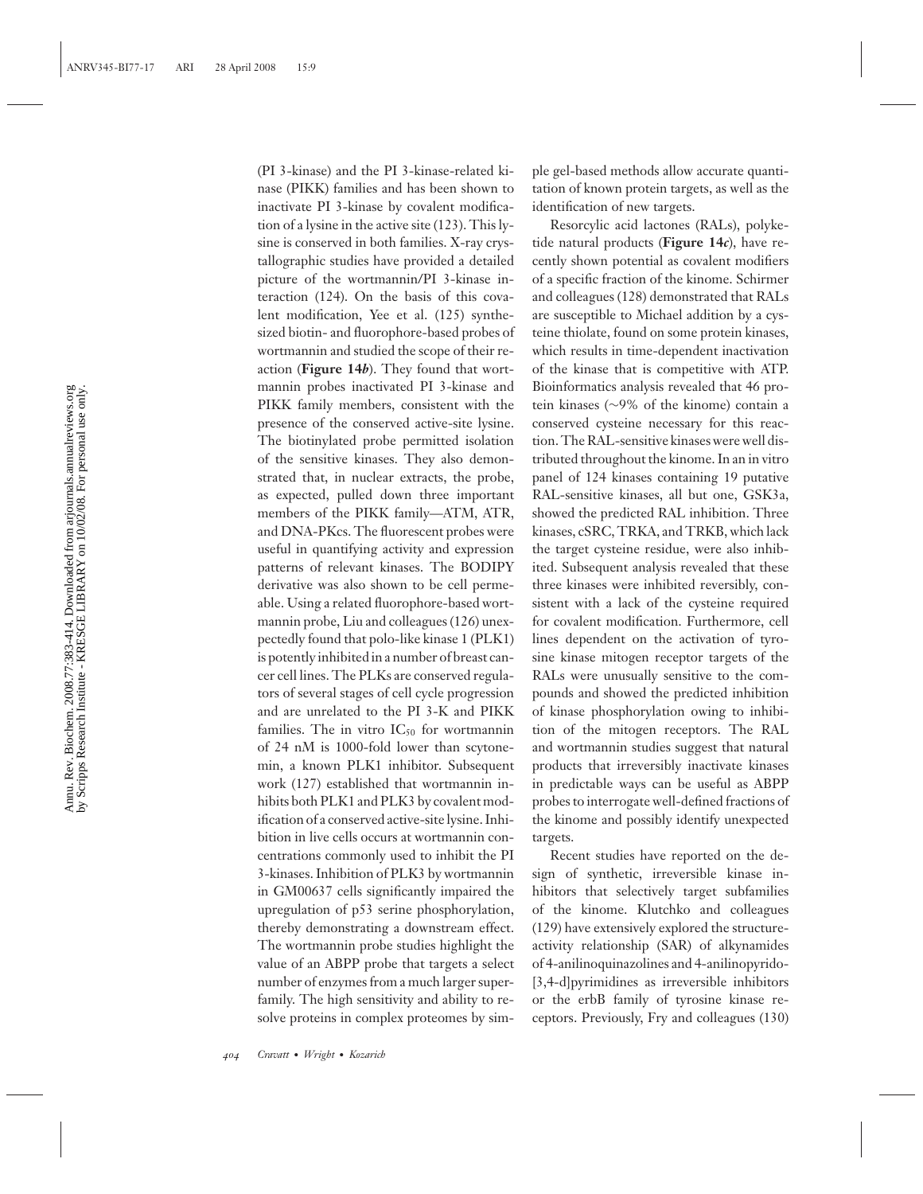(PI 3-kinase) and the PI 3-kinase-related kinase (PIKK) families and has been shown to inactivate PI 3-kinase by covalent modification of a lysine in the active site (123). This lysine is conserved in both families. X-ray crystallographic studies have provided a detailed picture of the wortmannin/PI 3-kinase interaction (124). On the basis of this covalent modification, Yee et al. (125) synthesized biotin- and fluorophore-based probes of wortmannin and studied the scope of their reaction (**Figure 14*b***). They found that wortmannin probes inactivated PI 3-kinase and PIKK family members, consistent with the presence of the conserved active-site lysine. The biotinylated probe permitted isolation of the sensitive kinases. They also demonstrated that, in nuclear extracts, the probe, as expected, pulled down three important members of the PIKK family—ATM, ATR, and DNA-PKcs. The fluorescent probes were useful in quantifying activity and expression patterns of relevant kinases. The BODIPY derivative was also shown to be cell permeable. Using a related fluorophore-based wortmannin probe, Liu and colleagues (126) unexpectedly found that polo-like kinase 1 (PLK1) is potently inhibited in a number of breast cancer cell lines. The PLKs are conserved regulators of several stages of cell cycle progression and are unrelated to the PI 3-K and PIKK families. The in vitro $IC_{50}$ for wortmannin of 24 nM is 1000-fold lower than scytonemin, a known PLK1 inhibitor. Subsequent work (127) established that wortmannin inhibits both PLK1 and PLK3 by covalent modification of a conserved active-site lysine. Inhibition in live cells occurs at wortmannin concentrations commonly used to inhibit the PI 3-kinases. Inhibition of PLK3 by wortmannin in GM00637 cells significantly impaired the upregulation of p53 serine phosphorylation, thereby demonstrating a downstream effect. The wortmannin probe studies highlight the value of an ABPP probe that targets a select number of enzymes from a much larger superfamily. The high sensitivity and ability to resolve proteins in complex proteomes by simple gel-based methods allow accurate quantitation of known protein targets, as well as the identification of new targets.

Resorcylic acid lactones (RALs), polyketide natural products (**Figure 14*c***), have recently shown potential as covalent modifiers of a specific fraction of the kinome. Schirmer and colleagues (128) demonstrated that RALs are susceptible to Michael addition by a cysteine thiolate, found on some protein kinases, which results in time-dependent inactivation of the kinase that is competitive with ATP. Bioinformatics analysis revealed that 46 protein kinases (~9% of the kinome) contain a conserved cysteine necessary for this reaction. The RAL-sensitive kinases were well distributed throughout the kinome. In an in vitro panel of 124 kinases containing 19 putative RAL-sensitive kinases, all but one, GSK3a, showed the predicted RAL inhibition. Three kinases, cSRC, TRKA, and TRKB, which lack the target cysteine residue, were also inhibited. Subsequent analysis revealed that these three kinases were inhibited reversibly, consistent with a lack of the cysteine required for covalent modification. Furthermore, cell lines dependent on the activation of tyrosine kinase mitogen receptor targets of the RALs were unusually sensitive to the compounds and showed the predicted inhibition of kinase phosphorylation owing to inhibition of the mitogen receptors. The RAL and wortmannin studies suggest that natural products that irreversibly inactivate kinases in predictable ways can be useful as ABPP probes to interrogate well-defined fractions of the kinome and possibly identify unexpected targets.

Recent studies have reported on the design of synthetic, irreversible kinase inhibitors that selectively target subfamilies of the kinome. Klutchko and colleagues (129) have extensively explored the structure-activity relationship (SAR) of alkynamides of 4-anilinoquinazolines and 4-anilinopyrido-[3,4-d]pyrimidines as irreversible inhibitors or the erbB family of tyrosine kinase receptors. Previously, Fry and colleagues (130)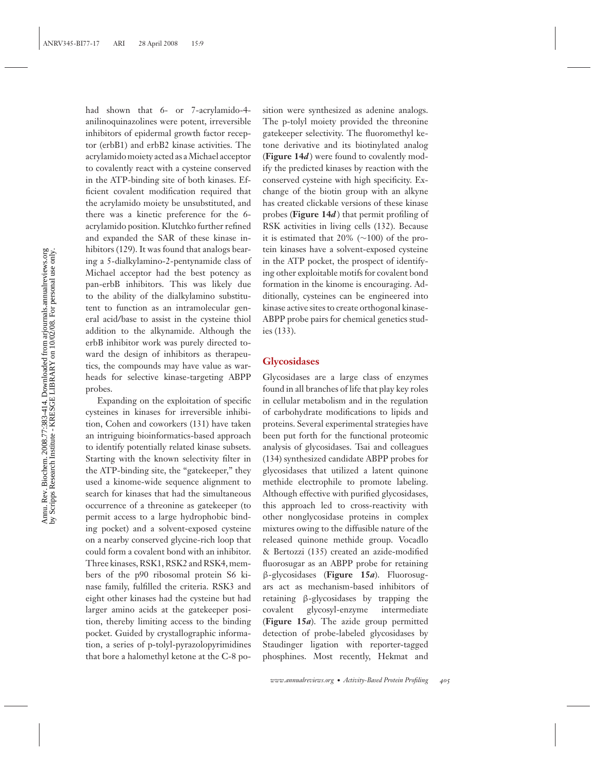had shown that 6- or 7-acrylamido-4-anilinoquinazolines were potent, irreversible inhibitors of epidermal growth factor receptor (erbB1) and erbB2 kinase activities. The acrylamido moiety acted as a Michael acceptor to covalently react with a cysteine conserved in the ATP-binding site of both kinases. Efficient covalent modification required that the acrylamido moiety be unsubstituted, and there was a kinetic preference for the 6-acrylamido position. Klutchko further refined and expanded the SAR of these kinase inhibitors (129). It was found that analogs bearing a 5-dialkylamino-2-pentynamide class of Michael acceptor had the best potency as pan-erbB inhibitors. This was likely due to the ability of the dialkylamino substitutent to function as an intramolecular general acid/base to assist in the cysteine thiol addition to the alkynamide. Although the erbB inhibitor work was purely directed toward the design of inhibitors as therapeutics, the compounds may have value as warheads for selective kinase-targeting ABPP probes.

Expanding on the exploitation of specific cysteines in kinases for irreversible inhibition, Cohen and coworkers (131) have taken an intriguing bioinformatics-based approach to identify potentially related kinase subsets. Starting with the known selectivity filter in the ATP-binding site, the "gatekeeper," they used a kinome-wide sequence alignment to search for kinases that had the simultaneous occurrence of a threonine as gatekeeper (to permit access to a large hydrophobic binding pocket) and a solvent-exposed cysteine on a nearby conserved glycine-rich loop that could form a covalent bond with an inhibitor. Three kinases, RSK1, RSK2 and RSK4, members of the p90 ribosomal protein S6 kinase family, fulfilled the criteria. RSK3 and eight other kinases had the cysteine but had larger amino acids at the gatekeeper position, thereby limiting access to the binding pocket. Guided by crystallographic information, a series of p-tolyl-pyrazolopyrimidines that bore a halomethyl ketone at the C-8 position were synthesized as adenine analogs. The p-tolyl moiety provided the threonine gatekeeper selectivity. The fluoromethyl ketone derivative and its biotinylated analog (**Figure 14*d***) were found to covalently modify the predicted kinases by reaction with the conserved cysteine with high specificity. Exchange of the biotin group with an alkyne has created clickable versions of these kinase probes (**Figure 14*d***) that permit profiling of RSK activities in living cells (132). Because it is estimated that 20% (~100) of the protein kinases have a solvent-exposed cysteine in the ATP pocket, the prospect of identifying other exploitable motifs for covalent bond formation in the kinome is encouraging. Additionally, cysteines can be engineered into kinase active sites to create orthogonal kinase-ABPP probe pairs for chemical genetics studies (133).

## Glycosidases

Glycosidases are a large class of enzymes found in all branches of life that play key roles in cellular metabolism and in the regulation of carbohydrate modifications to lipids and proteins. Several experimental strategies have been put forth for the functional proteomic analysis of glycosidases. Tsai and colleagues (134) synthesized candidate ABPP probes for glycosidases that utilized a latent quinone methide electrophile to promote labeling. Although effective with purified glycosidases, this approach led to cross-reactivity with other nonglycosidase proteins in complex mixtures owing to the diffusible nature of the released quinone methide group. Vocadlo & Bertozzi (135) created an azide-modified fluorosugar as an ABPP probe for retaining β-glycosidases (**Figure 15*a***). Fluorosugars act as mechanism-based inhibitors of retaining β-glycosidases by trapping the covalent glycosyl-enzyme intermediate (**Figure 15*a***). The azide group permitted detection of probe-labeled glycosidases by Staudinger ligation with reporter-tagged phosphines. Most recently, Hekmat and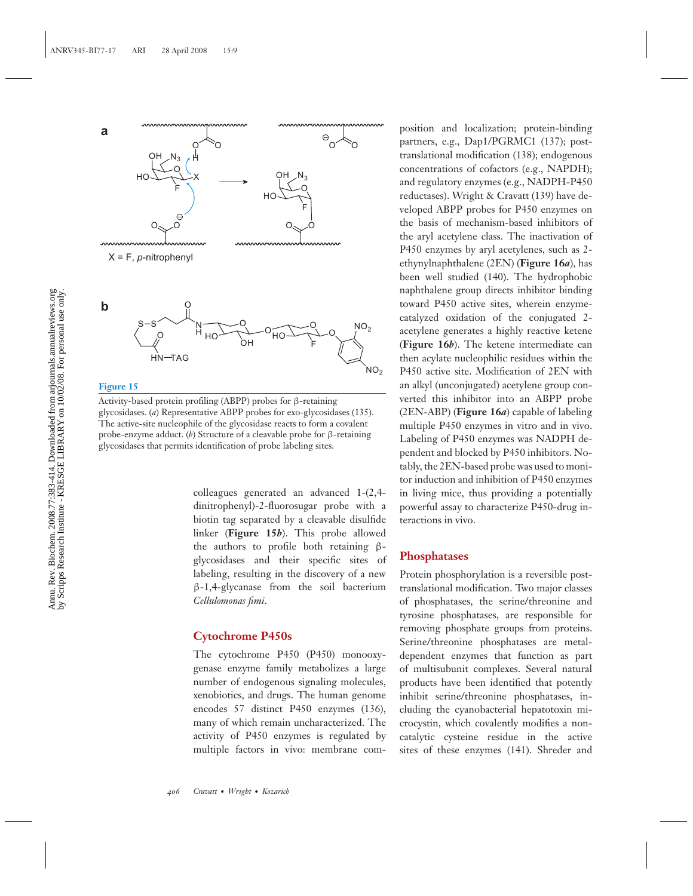a

X = F, *p*-nitrophenyl

b

**Figure 15**

Activity-based protein profiling (ABPP) probes for β-retaining glycosidases. (*a*) Representative ABPP probes for exo-glycosidases (135). The active-site nucleophile of the glycosidase reacts to form a covalent probe-enzyme adduct. (*b*) Structure of a cleavable probe for β-retaining glycosidases that permits identification of probe labeling sites.

colleagues generated an advanced 1-(2,4-dinitrophenyl)-2-fluorosugar probe with a biotin tag separated by a cleavable disulfide linker (**Figure 15*b***). This probe allowed the authors to profile both retaining β-glycosidases and their specific sites of labeling, resulting in the discovery of a new β-1,4-glycanase from the soil bacterium *Cellulomonas fimi*.

## Cytochrome P450s

The cytochrome P450 (P450) monooxygenase enzyme family metabolizes a large number of endogenous signaling molecules, xenobiotics, and drugs. The human genome encodes 57 distinct P450 enzymes (136), many of which remain uncharacterized. The activity of P450 enzymes is regulated by multiple factors in vivo: membrane composition and localization; protein-binding partners, e.g., Dap1/PGRMC1 (137); post-translational modification (138); endogenous concentrations of cofactors (e.g., NAPDH); and regulatory enzymes (e.g., NADPH-P450 reductases). Wright & Cravatt (139) have developed ABPP probes for P450 enzymes on the basis of mechanism-based inhibitors of the aryl acetylene class. The inactivation of P450 enzymes by aryl acetylenes, such as 2-ethynylnaphthalene (2EN) (**Figure 16*a***), has been well studied (140). The hydrophobic naphthalene group directs inhibitor binding toward P450 active sites, wherein enzyme-catalyzed oxidation of the conjugated 2-acetylene generates a highly reactive ketene (**Figure 16*b***). The ketene intermediate can then acylate nucleophilic residues within the P450 active site. Modification of 2EN with an alkyl (unconjugated) acetylene group converted this inhibitor into an ABPP probe (2EN-ABP) (**Figure 16*a***) capable of labeling multiple P450 enzymes in vitro and in vivo. Labeling of P450 enzymes was NADPH dependent and blocked by P450 inhibitors. Notably, the 2EN-based probe was used to monitor induction and inhibition of P450 enzymes in living mice, thus providing a potentially powerful assay to characterize P450-drug interactions in vivo.

## Phosphatases

Protein phosphorylation is a reversible post-translational modification. Two major classes of phosphatases, the serine/threonine and tyrosine phosphatases, are responsible for removing phosphate groups from proteins. Serine/threonine phosphatases are metal-dependent enzymes that function as part of multisubunit complexes. Several natural products have been identified that potently inhibit serine/threonine phosphatases, including the cyanobacterial hepatotoxin microcystin, which covalently modifies a noncatalytic cysteine residue in the active sites of these enzymes (141). Shreder and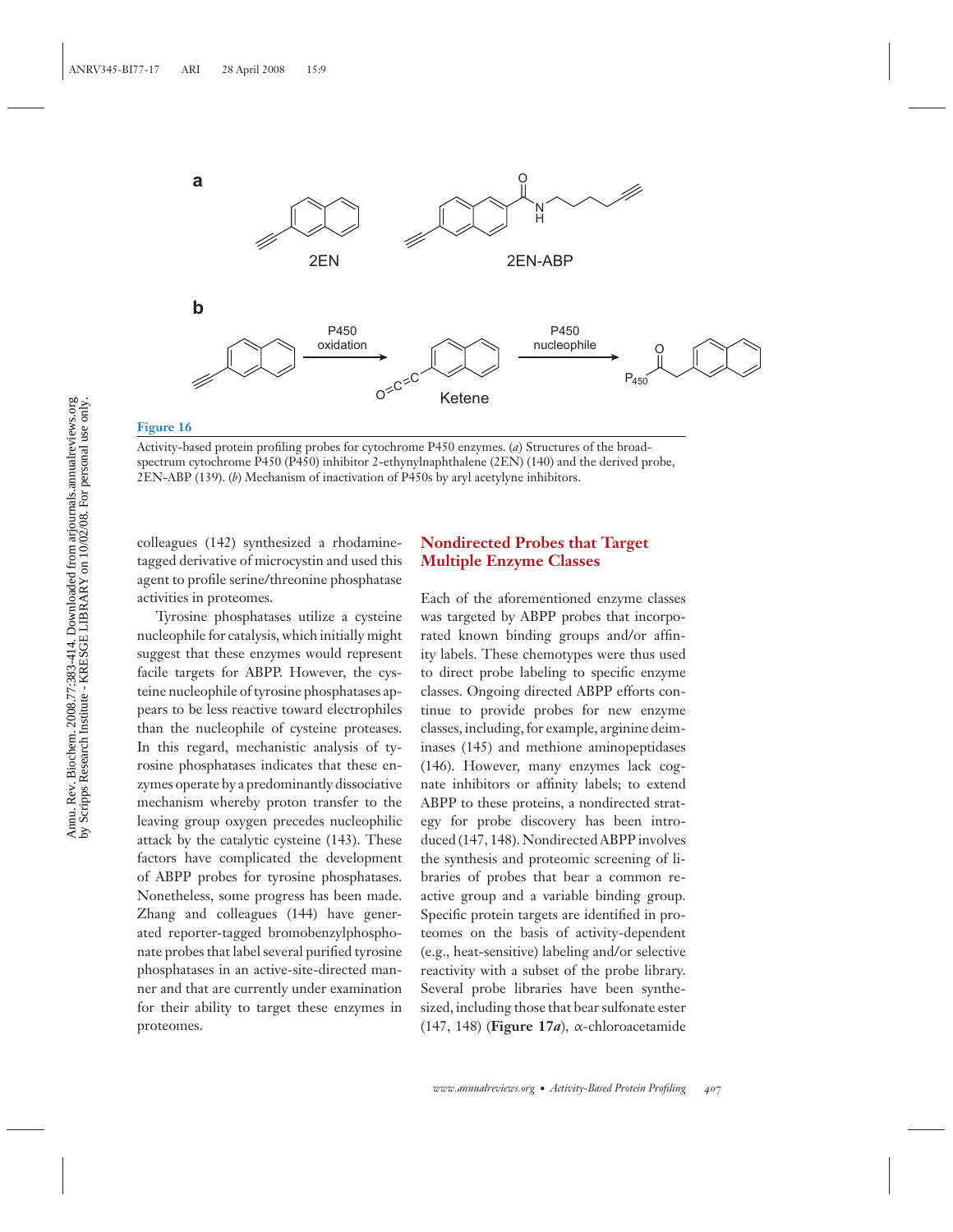a

2EN

2EN-ABP

b

P450
oxidation

Ketene

P450
nucleophile

$P_{450}$

**Figure 16**

Activity-based protein profiling probes for cytochrome P450 enzymes. (*a*) Structures of the broad-spectrum cytochrome P450 (P450) inhibitor 2-ethynylnaphthalene (2EN) (140) and the derived probe, 2EN-ABP (139). (*b*) Mechanism of inactivation of P450s by aryl acetylyne inhibitors.

colleagues (142) synthesized a rhodamine-tagged derivative of microcystin and used this agent to profile serine/threonine phosphatase activities in proteomes.

Tyrosine phosphatases utilize a cysteine nucleophile for catalysis, which initially might suggest that these enzymes would represent facile targets for ABPP. However, the cysteine nucleophile of tyrosine phosphatases appears to be less reactive toward electrophiles than the nucleophile of cysteine proteases. In this regard, mechanistic analysis of tyrosine phosphatases indicates that these enzymes operate by a predominantly dissociative mechanism whereby proton transfer to the leaving group oxygen precedes nucleophilic attack by the catalytic cysteine (143). These factors have complicated the development of ABPP probes for tyrosine phosphatases. Nonetheless, some progress has been made. Zhang and colleagues (144) have generated reporter-tagged bromobenzylphosphonate probes that label several purified tyrosine phosphatases in an active-site-directed manner and that are currently under examination for their ability to target these enzymes in proteomes.

## Nondirected Probes that Target Multiple Enzyme Classes

Each of the aforementioned enzyme classes was targeted by ABPP probes that incorporated known binding groups and/or affinity labels. These chemotypes were thus used to direct probe labeling to specific enzyme classes. Ongoing directed ABPP efforts continue to provide probes for new enzyme classes, including, for example, arginine deiminases (145) and methione aminopeptidases (146). However, many enzymes lack cognate inhibitors or affinity labels; to extend ABPP to these proteins, a nondirected strategy for probe discovery has been introduced (147, 148). Nondirected ABPP involves the synthesis and proteomic screening of libraries of probes that bear a common reactive group and a variable binding group. Specific protein targets are identified in proteomes on the basis of activity-dependent (e.g., heat-sensitive) labeling and/or selective reactivity with a subset of the probe library. Several probe libraries have been synthesized, including those that bear sulfonate ester (147, 148) (**Figure 17*a***), α-chloroacetamide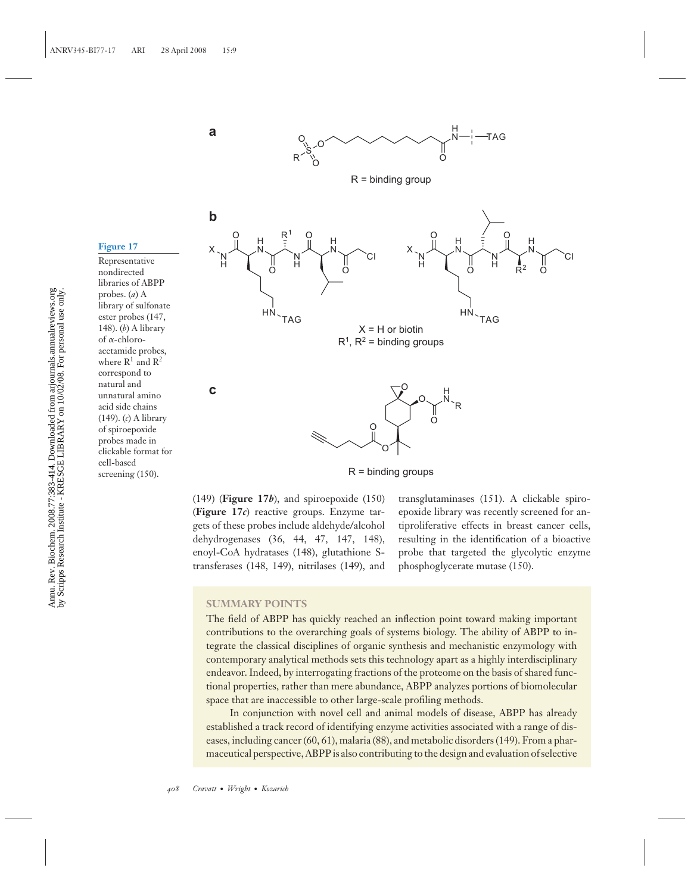a

R = binding group

b

X = H or biotin
$R^1$, $R^2$ = binding groups

c

R = binding groups

**Figure 17**

Representative nondirected libraries of ABPP probes. (*a*) A library of sulfonate ester probes (147, 148). (*b*) A library of α-chloroacetamide probes, where $R^1$ and $R^2$ correspond to natural and unnatural amino acid side chains (149). (*c*) A library of spiroepoxide probes made in clickable format for cell-based screening (150).

(149) (**Figure 17*b***), and spiroepoxide (150) (**Figure 17*c***) reactive groups. Enzyme targets of these probes include aldehyde/alcohol dehydrogenases (36, 44, 47, 147, 148), enoyl-CoA hydratases (148), glutathione S-transferases (148, 149), nitrilases (149), and transglutaminases (151). A clickable spiroepoxide library was recently screened for antiproliferative effects in breast cancer cells, resulting in the identification of a bioactive probe that targeted the glycolytic enzyme phosphoglycerate mutase (150).

## SUMMARY POINTS

The field of ABPP has quickly reached an inflection point toward making important contributions to the overarching goals of systems biology. The ability of ABPP to integrate the classical disciplines of organic synthesis and mechanistic enzymology with contemporary analytical methods sets this technology apart as a highly interdisciplinary endeavor. Indeed, by interrogating fractions of the proteome on the basis of shared functional properties, rather than mere abundance, ABPP analyzes portions of biomolecular space that are inaccessible to other large-scale profiling methods.

In conjunction with novel cell and animal models of disease, ABPP has already established a track record of identifying enzyme activities associated with a range of diseases, including cancer (60, 61), malaria (88), and metabolic disorders (149). From a pharmaceutical perspective, ABPP is also contributing to the design and evaluation of selective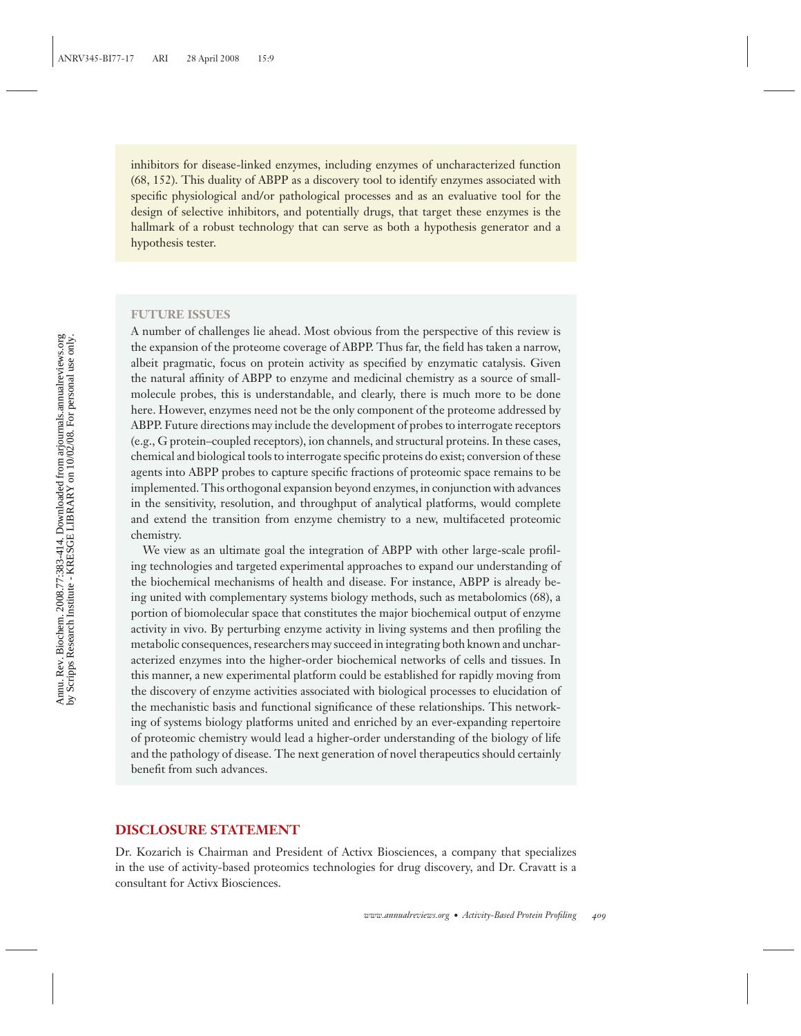inhibitors for disease-linked enzymes, including enzymes of uncharacterized function (68, 152). This duality of ABPP as a discovery tool to identify enzymes associated with specific physiological and/or pathological processes and as an evaluative tool for the design of selective inhibitors, and potentially drugs, that target these enzymes is the hallmark of a robust technology that can serve as both a hypothesis generator and a hypothesis tester.

## FUTURE ISSUES

A number of challenges lie ahead. Most obvious from the perspective of this review is the expansion of the proteome coverage of ABPP. Thus far, the field has taken a narrow, albeit pragmatic, focus on protein activity as specified by enzymatic catalysis. Given the natural affinity of ABPP to enzyme and medicinal chemistry as a source of small-molecule probes, this is understandable, and clearly, there is much more to be done here. However, enzymes need not be the only component of the proteome addressed by ABPP. Future directions may include the development of probes to interrogate receptors (e.g., G protein–coupled receptors), ion channels, and structural proteins. In these cases, chemical and biological tools to interrogate specific proteins do exist; conversion of these agents into ABPP probes to capture specific fractions of proteomic space remains to be implemented. This orthogonal expansion beyond enzymes, in conjunction with advances in the sensitivity, resolution, and throughput of analytical platforms, would complete and extend the transition from enzyme chemistry to a new, multifaceted proteomic chemistry.

We view as an ultimate goal the integration of ABPP with other large-scale profiling technologies and targeted experimental approaches to expand our understanding of the biochemical mechanisms of health and disease. For instance, ABPP is already being united with complementary systems biology methods, such as metabolomics (68), a portion of biomolecular space that constitutes the major biochemical output of enzyme activity in vivo. By perturbing enzyme activity in living systems and then profiling the metabolic consequences, researchers may succeed in integrating both known and uncharacterized enzymes into the higher-order biochemical networks of cells and tissues. In this manner, a new experimental platform could be established for rapidly moving from the discovery of enzyme activities associated with biological processes to elucidation of the mechanistic basis and functional significance of these relationships. This networking of systems biology platforms united and enriched by an ever-expanding repertoire of proteomic chemistry would lead a higher-order understanding of the biology of life and the pathology of disease. The next generation of novel therapeutics should certainly benefit from such advances.

## DISCLOSURE STATEMENT

Dr. Kozarich is Chairman and President of Activx Biosciences, a company that specializes in the use of activity-based proteomics technologies for drug discovery, and Dr. Cravatt is a consultant for Activx Biosciences.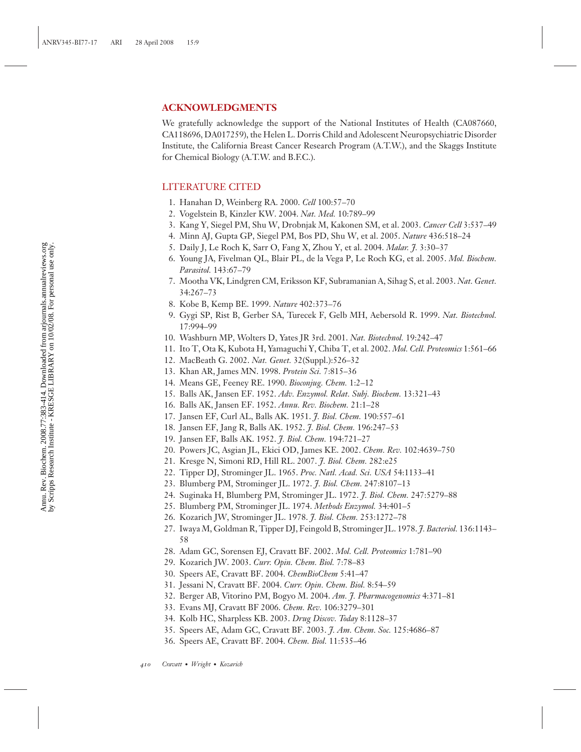## ACKNOWLEDGMENTS

We gratefully acknowledge the support of the National Institutes of Health (CA087660, CA118696, DA017259), the Helen L. Dorris Child and Adolescent Neuropsychiatric Disorder Institute, the California Breast Cancer Research Program (A.T.W.), and the Skaggs Institute for Chemical Biology (A.T.W. and B.F.C.).

## LITERATURE CITED

1. Hanahan D, Weinberg RA. 2000. *Cell* 100:57–70
2. Vogelstein B, Kinzler KW. 2004. *Nat. Med.* 10:789–99
3. Kang Y, Siegel PM, Shu W, Drobnjak M, Kakonen SM, et al. 2003. *Cancer Cell* 3:537–49
4. Minn AJ, Gupta GP, Siegel PM, Bos PD, Shu W, et al. 2005. *Nature* 436:518–24
5. Daily J, Le Roch K, Sarr O, Fang X, Zhou Y, et al. 2004. *Malar. J.* 3:30–37
6. Young JA, Fivelman QL, Blair PL, de la Vega P, Le Roch KG, et al. 2005. *Mol. Biochem. Parasitol.* 143:67–79
7. Mootha VK, Lindgren CM, Eriksson KF, Subramanian A, Sihag S, et al. 2003. *Nat. Genet.* 34:267–73
8. Kobe B, Kemp BE. 1999. *Nature* 402:373–76
9. Gygi SP, Rist B, Gerber SA, Turecek F, Gelb MH, Aebersold R. 1999. *Nat. Biotechnol.* 17:994–99
10. Washburn MP, Wolters D, Yates JR 3rd. 2001. *Nat. Biotechnol.* 19:242–47
11. Ito T, Ota K, Kubota H, Yamaguchi Y, Chiba T, et al. 2002. *Mol. Cell. Proteomics* 1:561–66
12. MacBeath G. 2002. *Nat. Genet.* 32(Suppl.):526–32
13. Khan AR, James MN. 1998. *Protein Sci.* 7:815–36
14. Means GE, Feeney RE. 1990. *Bioconjug. Chem.* 1:2–12
15. Balls AK, Jansen EF. 1952. *Adv. Enzymol. Relat. Subj. Biochem.* 13:321–43
16. Balls AK, Jansen EF. 1952. *Annu. Rev. Biochem.* 21:1–28
17. Jansen EF, Curl AL, Balls AK. 1951. *J. Biol. Chem.* 190:557–61
18. Jansen EF, Jang R, Balls AK. 1952. *J. Biol. Chem.* 196:247–53
19. Jansen EF, Balls AK. 1952. *J. Biol. Chem.* 194:721–27
20. Powers JC, Asgian JL, Ekici OD, James KE. 2002. *Chem. Rev.* 102:4639–750
21. Kresge N, Simoni RD, Hill RL. 2007. *J. Biol. Chem.* 282:e25
22. Tipper DJ, Strominger JL. 1965. *Proc. Natl. Acad. Sci. USA* 54:1133–41
23. Blumberg PM, Strominger JL. 1972. *J. Biol. Chem.* 247:8107–13
24. Suginaka H, Blumberg PM, Strominger JL. 1972. *J. Biol. Chem.* 247:5279–88
25. Blumberg PM, Strominger JL. 1974. *Methods Enzymol.* 34:401–5
26. Kozarich JW, Strominger JL. 1978. *J. Biol. Chem.* 253:1272–78
27. Iwaya M, Goldman R, Tipper DJ, Feingold B, Strominger JL. 1978. *J. Bacteriol.* 136:1143–58
28. Adam GC, Sorensen EJ, Cravatt BF. 2002. *Mol. Cell. Proteomics* 1:781–90
29. Kozarich JW. 2003. *Curr. Opin. Chem. Biol.* 7:78–83
30. Speers AE, Cravatt BF. 2004. *ChemBioChem* 5:41–47
31. Jessani N, Cravatt BF. 2004. *Curr. Opin. Chem. Biol.* 8:54–59
32. Berger AB, Vitorino PM, Bogyo M. 2004. *Am. J. Pharmacogenomics* 4:371–81
33. Evans MJ, Cravatt BF 2006. *Chem. Rev.* 106:3279–301
34. Kolb HC, Sharpless KB. 2003. *Drug Discov. Today* 8:1128–37
35. Speers AE, Adam GC, Cravatt BF. 2003. *J. Am. Chem. Soc.* 125:4686–87
36. Speers AE, Cravatt BF. 2004. *Chem. Biol.* 11:535–46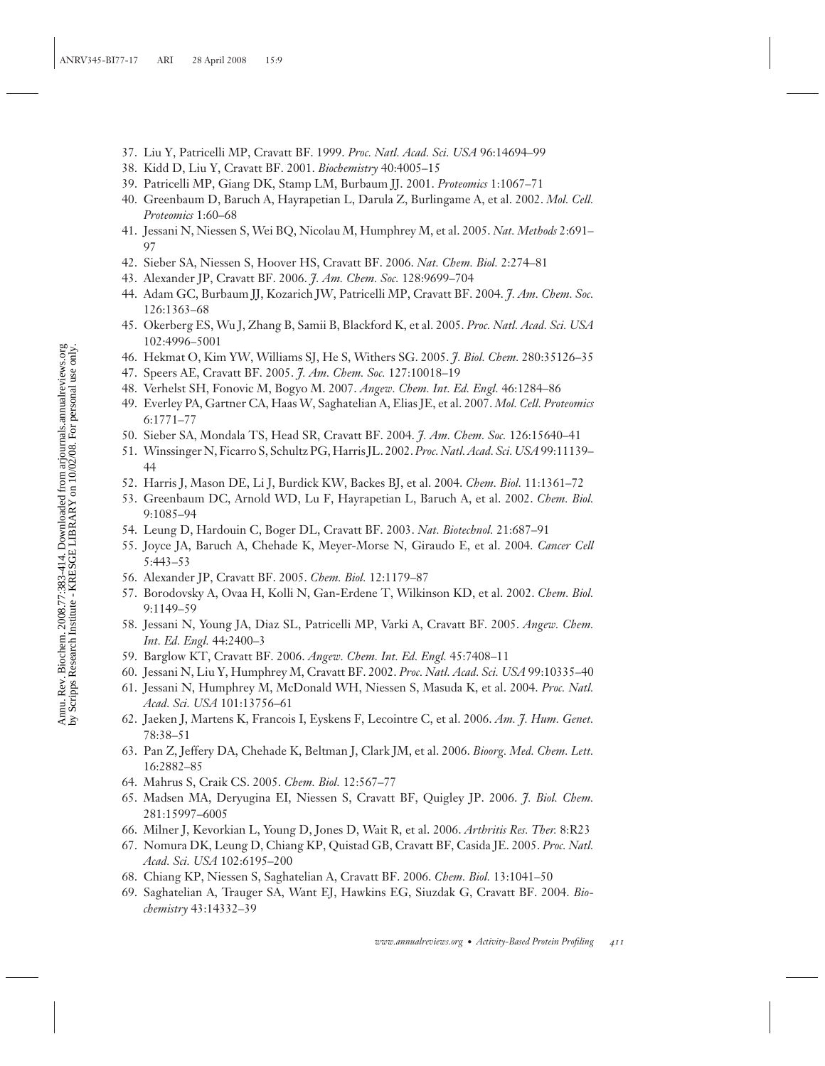37. Liu Y, Patricelli MP, Cravatt BF. 1999. *Proc. Natl. Acad. Sci. USA* 96:14694–99
38. Kidd D, Liu Y, Cravatt BF. 2001. *Biochemistry* 40:4005–15
39. Patricelli MP, Giang DK, Stamp LM, Burbaum JJ. 2001. *Proteomics* 1:1067–71
40. Greenbaum D, Baruch A, Hayrapetian L, Darula Z, Burlingame A, et al. 2002. *Mol. Cell. Proteomics* 1:60–68
41. Jessani N, Niessen S, Wei BQ, Nicolau M, Humphrey M, et al. 2005. *Nat. Methods* 2:691–97
42. Sieber SA, Niessen S, Hoover HS, Cravatt BF. 2006. *Nat. Chem. Biol.* 2:274–81
43. Alexander JP, Cravatt BF. 2006. *J. Am. Chem. Soc.* 128:9699–704
44. Adam GC, Burbaum JJ, Kozarich JW, Patricelli MP, Cravatt BF. 2004. *J. Am. Chem. Soc.* 126:1363–68
45. Okerberg ES, Wu J, Zhang B, Samii B, Blackford K, et al. 2005. *Proc. Natl. Acad. Sci. USA* 102:4996–5001
46. Hekmat O, Kim YW, Williams SJ, He S, Withers SG. 2005. *J. Biol. Chem.* 280:35126–35
47. Speers AE, Cravatt BF. 2005. *J. Am. Chem. Soc.* 127:10018–19
48. Verhelst SH, Fonovic M, Bogyo M. 2007. *Angew. Chem. Int. Ed. Engl.* 46:1284–86
49. Everley PA, Gartner CA, Haas W, Saghatelian A, Elias JE, et al. 2007. *Mol. Cell. Proteomics* 6:1771–77
50. Sieber SA, Mondala TS, Head SR, Cravatt BF. 2004. *J. Am. Chem. Soc.* 126:15640–41
51. Winssinger N, Ficarro S, Schultz PG, Harris JL. 2002. *Proc. Natl. Acad. Sci. USA* 99:11139–44
52. Harris J, Mason DE, Li J, Burdick KW, Backes BJ, et al. 2004. *Chem. Biol.* 11:1361–72
53. Greenbaum DC, Arnold WD, Lu F, Hayrapetian L, Baruch A, et al. 2002. *Chem. Biol.* 9:1085–94
54. Leung D, Hardouin C, Boger DL, Cravatt BF. 2003. *Nat. Biotechnol.* 21:687–91
55. Joyce JA, Baruch A, Chehade K, Meyer-Morse N, Giraudo E, et al. 2004. *Cancer Cell* 5:443–53
56. Alexander JP, Cravatt BF. 2005. *Chem. Biol.* 12:1179–87
57. Borodovsky A, Ovaa H, Kolli N, Gan-Erdene T, Wilkinson KD, et al. 2002. *Chem. Biol.* 9:1149–59
58. Jessani N, Young JA, Diaz SL, Patricelli MP, Varki A, Cravatt BF. 2005. *Angew. Chem. Int. Ed. Engl.* 44:2400–3
59. Barglow KT, Cravatt BF. 2006. *Angew. Chem. Int. Ed. Engl.* 45:7408–11
60. Jessani N, Liu Y, Humphrey M, Cravatt BF. 2002. *Proc. Natl. Acad. Sci. USA* 99:10335–40
61. Jessani N, Humphrey M, McDonald WH, Niessen S, Masuda K, et al. 2004. *Proc. Natl. Acad. Sci. USA* 101:13756–61
62. Jaeken J, Martens K, Francois I, Eyskens F, Lecointre C, et al. 2006. *Am. J. Hum. Genet.* 78:38–51
63. Pan Z, Jeffery DA, Chehade K, Beltman J, Clark JM, et al. 2006. *Bioorg. Med. Chem. Lett.* 16:2882–85
64. Mahrus S, Craik CS. 2005. *Chem. Biol.* 12:567–77
65. Madsen MA, Deryugina EI, Niessen S, Cravatt BF, Quigley JP. 2006. *J. Biol. Chem.* 281:15997–6005
66. Milner J, Kevorkian L, Young D, Jones D, Wait R, et al. 2006. *Arthritis Res. Ther.* 8:R23
67. Nomura DK, Leung D, Chiang KP, Quistad GB, Cravatt BF, Casida JE. 2005. *Proc. Natl. Acad. Sci. USA* 102:6195–200
68. Chiang KP, Niessen S, Saghatelian A, Cravatt BF. 2006. *Chem. Biol.* 13:1041–50
69. Saghatelian A, Trauger SA, Want EJ, Hawkins EG, Siuzdak G, Cravatt BF. 2004. *Biochemistry* 43:14332–39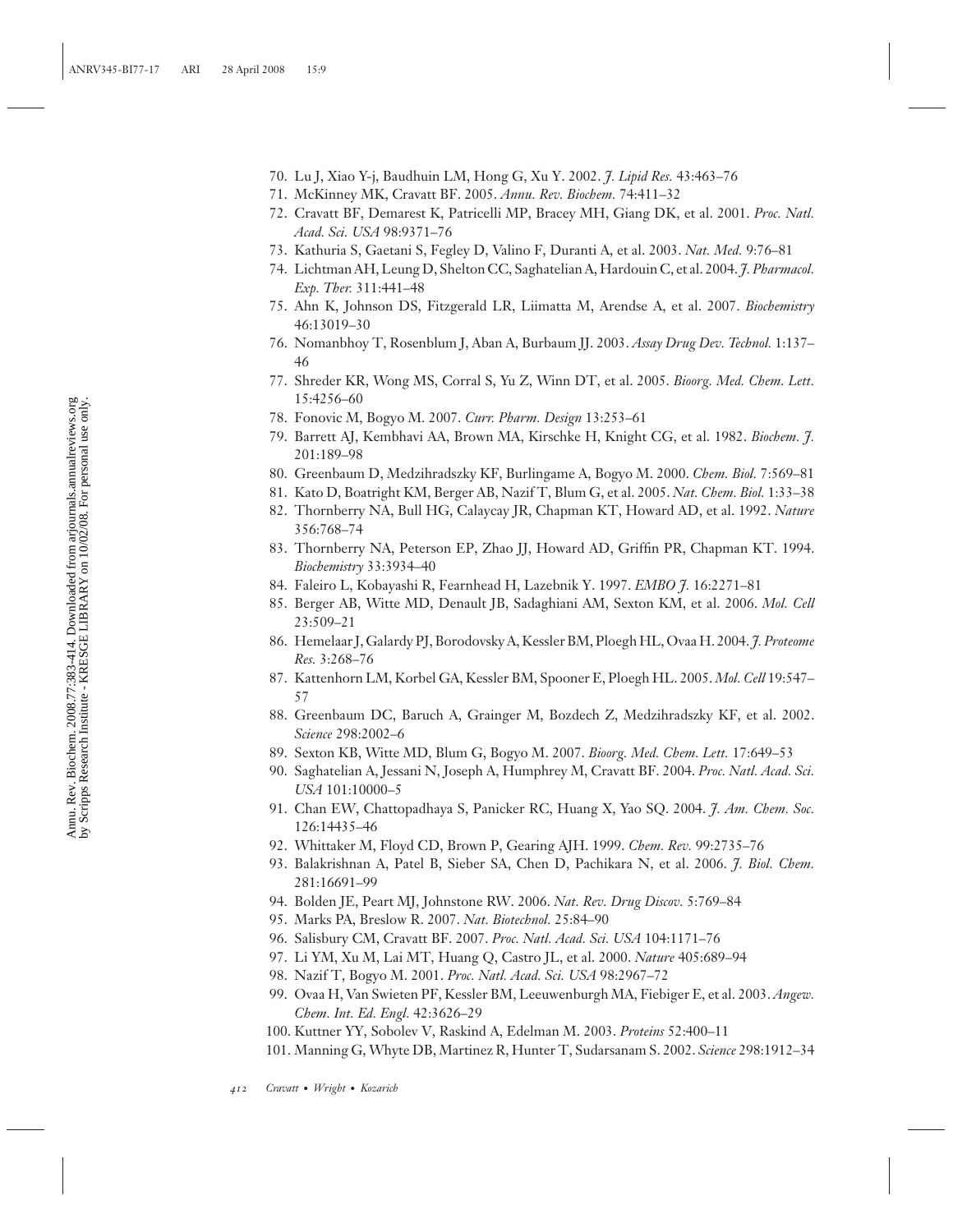70. Lu J, Xiao Y-j, Baudhuin LM, Hong G, Xu Y. 2002. *J. Lipid Res.* 43:463–76
71. McKinney MK, Cravatt BF. 2005. *Annu. Rev. Biochem.* 74:411–32
72. Cravatt BF, Demarest K, Patricelli MP, Bracey MH, Giang DK, et al. 2001. *Proc. Natl. Acad. Sci. USA* 98:9371–76
73. Kathuria S, Gaetani S, Fegley D, Valino F, Duranti A, et al. 2003. *Nat. Med.* 9:76–81
74. Lichtman AH, Leung D, Shelton CC, Saghatelian A, Hardouin C, et al. 2004. *J. Pharmacol. Exp. Ther.* 311:441–48
75. Ahn K, Johnson DS, Fitzgerald LR, Liimatta M, Arendse A, et al. 2007. *Biochemistry* 46:13019–30
76. Nomanbhoy T, Rosenblum J, Aban A, Burbaum JJ. 2003. *Assay Drug Dev. Technol.* 1:137–46
77. Shreder KR, Wong MS, Corral S, Yu Z, Winn DT, et al. 2005. *Bioorg. Med. Chem. Lett.* 15:4256–60
78. Fonovic M, Bogyo M. 2007. *Curr. Pharm. Design* 13:253–61
79. Barrett AJ, Kembhavi AA, Brown MA, Kirschke H, Knight CG, et al. 1982. *Biochem. J.* 201:189–98
80. Greenbaum D, Medzihradszky KF, Burlingame A, Bogyo M. 2000. *Chem. Biol.* 7:569–81
81. Kato D, Boatright KM, Berger AB, Nazif T, Blum G, et al. 2005. *Nat. Chem. Biol.* 1:33–38
82. Thornberry NA, Bull HG, Calaycay JR, Chapman KT, Howard AD, et al. 1992. *Nature* 356:768–74
83. Thornberry NA, Peterson EP, Zhao JJ, Howard AD, Griffin PR, Chapman KT. 1994. *Biochemistry* 33:3934–40
84. Faleiro L, Kobayashi R, Fearnhead H, Lazebnik Y. 1997. *EMBO J.* 16:2271–81
85. Berger AB, Witte MD, Denault JB, Sadaghiani AM, Sexton KM, et al. 2006. *Mol. Cell* 23:509–21
86. Hemelaar J, Galardy PJ, Borodovsky A, Kessler BM, Ploegh HL, Ovaa H. 2004. *J. Proteome Res.* 3:268–76
87. Kattenhorn LM, Korbel GA, Kessler BM, Spooner E, Ploegh HL. 2005. *Mol. Cell* 19:547–57
88. Greenbaum DC, Baruch A, Grainger M, Bozdech Z, Medzihradszky KF, et al. 2002. *Science* 298:2002–6
89. Sexton KB, Witte MD, Blum G, Bogyo M. 2007. *Bioorg. Med. Chem. Lett.* 17:649–53
90. Saghatelian A, Jessani N, Joseph A, Humphrey M, Cravatt BF. 2004. *Proc. Natl. Acad. Sci. USA* 101:10000–5
91. Chan EW, Chattopadhaya S, Panicker RC, Huang X, Yao SQ. 2004. *J. Am. Chem. Soc.* 126:14435–46
92. Whittaker M, Floyd CD, Brown P, Gearing AJH. 1999. *Chem. Rev.* 99:2735–76
93. Balakrishnan A, Patel B, Sieber SA, Chen D, Pachikara N, et al. 2006. *J. Biol. Chem.* 281:16691–99
94. Bolden JE, Peart MJ, Johnstone RW. 2006. *Nat. Rev. Drug Discov.* 5:769–84
95. Marks PA, Breslow R. 2007. *Nat. Biotechnol.* 25:84–90
96. Salisbury CM, Cravatt BF. 2007. *Proc. Natl. Acad. Sci. USA* 104:1171–76
97. Li YM, Xu M, Lai MT, Huang Q, Castro JL, et al. 2000. *Nature* 405:689–94
98. Nazif T, Bogyo M. 2001. *Proc. Natl. Acad. Sci. USA* 98:2967–72
99. Ovaa H, Van Swieten PF, Kessler BM, Leeuwenburgh MA, Fiebiger E, et al. 2003. *Angew. Chem. Int. Ed. Engl.* 42:3626–29
100. Kuttner YY, Sobolev V, Raskind A, Edelman M. 2003. *Proteins* 52:400–11
101. Manning G, Whyte DB, Martinez R, Hunter T, Sudarsanam S. 2002. *Science* 298:1912–34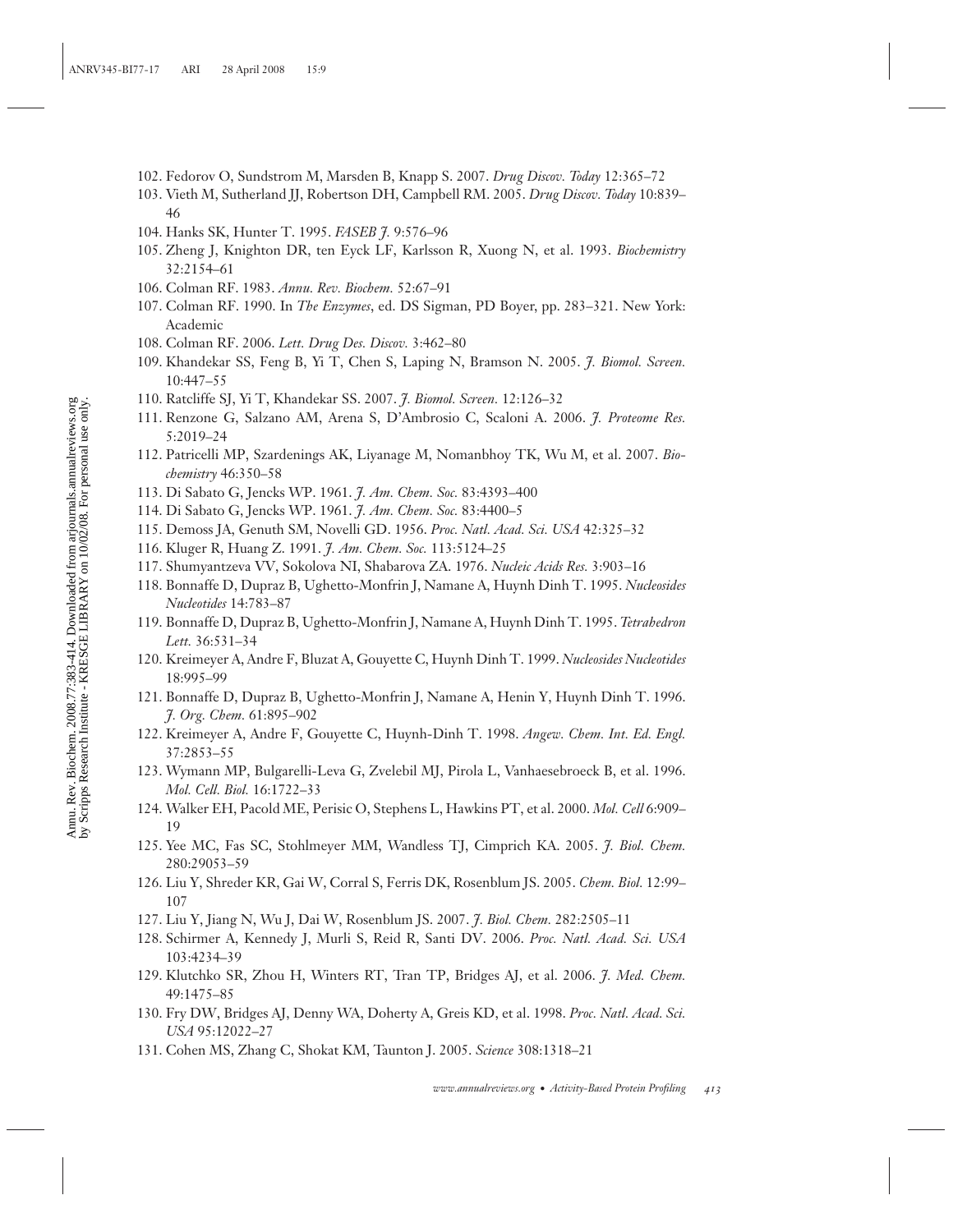102. Fedorov O, Sundstrom M, Marsden B, Knapp S. 2007. *Drug Discov. Today* 12:365–72
103. Vieth M, Sutherland JJ, Robertson DH, Campbell RM. 2005. *Drug Discov. Today* 10:839–46
104. Hanks SK, Hunter T. 1995. *FASEB J.* 9:576–96
105. Zheng J, Knighton DR, ten Eyck LF, Karlsson R, Xuong N, et al. 1993. *Biochemistry* 32:2154–61
106. Colman RF. 1983. *Annu. Rev. Biochem.* 52:67–91
107. Colman RF. 1990. In *The Enzymes*, ed. DS Sigman, PD Boyer, pp. 283–321. New York: Academic
108. Colman RF. 2006. *Lett. Drug Des. Discov.* 3:462–80
109. Khandekar SS, Feng B, Yi T, Chen S, Laping N, Bramson N. 2005. *J. Biomol. Screen.* 10:447–55
110. Ratcliffe SJ, Yi T, Khandekar SS. 2007. *J. Biomol. Screen.* 12:126–32
111. Renzone G, Salzano AM, Arena S, D'Ambrosio C, Scaloni A. 2006. *J. Proteome Res.* 5:2019–24
112. Patricelli MP, Szardenings AK, Liyanage M, Nomanbhoy TK, Wu M, et al. 2007. *Biochemistry* 46:350–58
113. Di Sabato G, Jencks WP. 1961. *J. Am. Chem. Soc.* 83:4393–400
114. Di Sabato G, Jencks WP. 1961. *J. Am. Chem. Soc.* 83:4400–5
115. Demoss JA, Genuth SM, Novelli GD. 1956. *Proc. Natl. Acad. Sci. USA* 42:325–32
116. Kluger R, Huang Z. 1991. *J. Am. Chem. Soc.* 113:5124–25
117. Shumyantzeva VV, Sokolova NI, Shabarova ZA. 1976. *Nucleic Acids Res.* 3:903–16
118. Bonnaffe D, Dupraz B, Ughetto-Monfrin J, Namane A, Huynh Dinh T. 1995. *Nucleosides Nucleotides* 14:783–87
119. Bonnaffe D, Dupraz B, Ughetto-Monfrin J, Namane A, Huynh Dinh T. 1995. *Tetrahedron Lett.* 36:531–34
120. Kreimeyer A, Andre F, Bluzat A, Gouyette C, Huynh Dinh T. 1999. *Nucleosides Nucleotides* 18:995–99
121. Bonnaffe D, Dupraz B, Ughetto-Monfrin J, Namane A, Henin Y, Huynh Dinh T. 1996. *J. Org. Chem.* 61:895–902
122. Kreimeyer A, Andre F, Gouyette C, Huynh-Dinh T. 1998. *Angew. Chem. Int. Ed. Engl.* 37:2853–55
123. Wymann MP, Bulgarelli-Leva G, Zvelebil MJ, Pirola L, Vanhaesebroeck B, et al. 1996. *Mol. Cell. Biol.* 16:1722–33
124. Walker EH, Pacold ME, Perisic O, Stephens L, Hawkins PT, et al. 2000. *Mol. Cell* 6:909–19
125. Yee MC, Fas SC, Stohlmeyer MM, Wandless TJ, Cimprich KA. 2005. *J. Biol. Chem.* 280:29053–59
126. Liu Y, Shreder KR, Gai W, Corral S, Ferris DK, Rosenblum JS. 2005. *Chem. Biol.* 12:99–107
127. Liu Y, Jiang N, Wu J, Dai W, Rosenblum JS. 2007. *J. Biol. Chem.* 282:2505–11
128. Schirmer A, Kennedy J, Murli S, Reid R, Santi DV. 2006. *Proc. Natl. Acad. Sci. USA* 103:4234–39
129. Klutchko SR, Zhou H, Winters RT, Tran TP, Bridges AJ, et al. 2006. *J. Med. Chem.* 49:1475–85
130. Fry DW, Bridges AJ, Denny WA, Doherty A, Greis KD, et al. 1998. *Proc. Natl. Acad. Sci. USA* 95:12022–27
131. Cohen MS, Zhang C, Shokat KM, Taunton J. 2005. *Science* 308:1318–21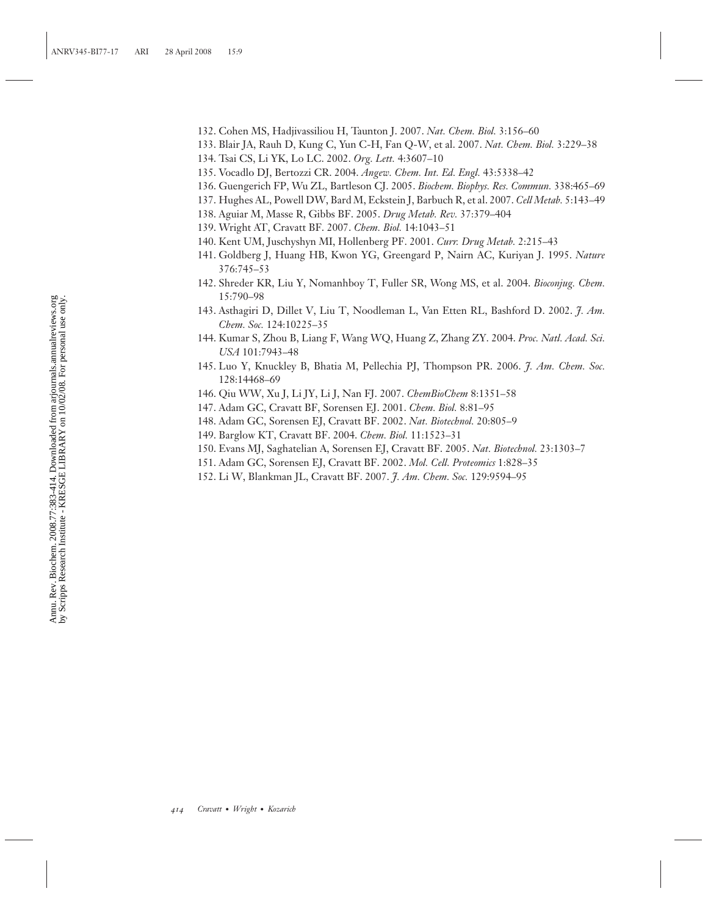132. Cohen MS, Hadjivassiliou H, Taunton J. 2007. *Nat. Chem. Biol.* 3:156–60
133. Blair JA, Rauh D, Kung C, Yun C-H, Fan Q-W, et al. 2007. *Nat. Chem. Biol.* 3:229–38
134. Tsai CS, Li YK, Lo LC. 2002. *Org. Lett.* 4:3607–10
135. Vocadlo DJ, Bertozzi CR. 2004. *Angew. Chem. Int. Ed. Engl.* 43:5338–42
136. Guengerich FP, Wu ZL, Bartleson CJ. 2005. *Biochem. Biophys. Res. Commun.* 338:465–69
137. Hughes AL, Powell DW, Bard M, Eckstein J, Barbuch R, et al. 2007. *Cell Metab.* 5:143–49
138. Aguiar M, Masse R, Gibbs BF. 2005. *Drug Metab. Rev.* 37:379–404
139. Wright AT, Cravatt BF. 2007. *Chem. Biol.* 14:1043–51
140. Kent UM, Juschyshyn MI, Hollenberg PF. 2001. *Curr. Drug Metab.* 2:215–43
141. Goldberg J, Huang HB, Kwon YG, Greengard P, Nairn AC, Kuriyan J. 1995. *Nature* 376:745–53
142. Shreder KR, Liu Y, Nomanhboy T, Fuller SR, Wong MS, et al. 2004. *Bioconjug. Chem.* 15:790–98
143. Asthagiri D, Dillet V, Liu T, Noodleman L, Van Etten RL, Bashford D. 2002. *J. Am. Chem. Soc.* 124:10225–35
144. Kumar S, Zhou B, Liang F, Wang WQ, Huang Z, Zhang ZY. 2004. *Proc. Natl. Acad. Sci. USA* 101:7943–48
145. Luo Y, Knuckley B, Bhatia M, Pellechia PJ, Thompson PR. 2006. *J. Am. Chem. Soc.* 128:14468–69
146. Qiu WW, Xu J, Li JY, Li J, Nan FJ. 2007. *ChemBioChem* 8:1351–58
147. Adam GC, Cravatt BF, Sorensen EJ. 2001. *Chem. Biol.* 8:81–95
148. Adam GC, Sorensen EJ, Cravatt BF. 2002. *Nat. Biotechnol.* 20:805–9
149. Barglow KT, Cravatt BF. 2004. *Chem. Biol.* 11:1523–31
150. Evans MJ, Saghatelian A, Sorensen EJ, Cravatt BF. 2005. *Nat. Biotechnol.* 23:1303–7
151. Adam GC, Sorensen EJ, Cravatt BF. 2002. *Mol. Cell. Proteomics* 1:828–35
152. Li W, Blankman JL, Cravatt BF. 2007. *J. Am. Chem. Soc.* 129:9594–95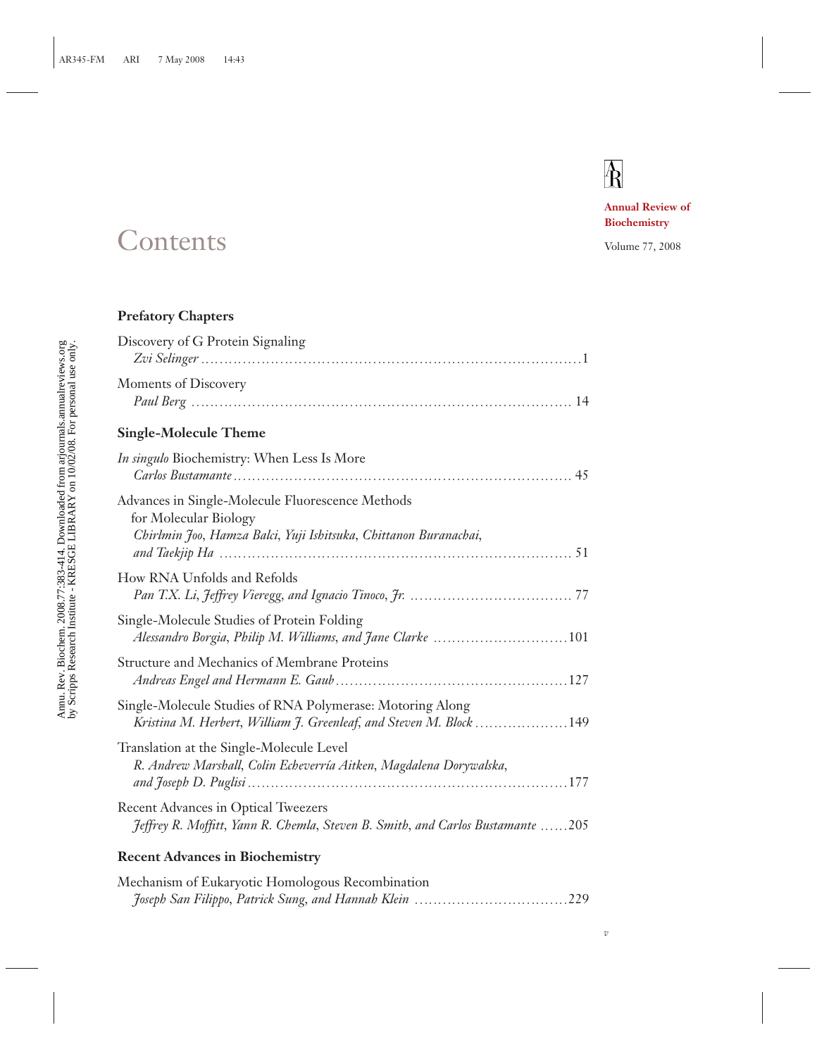Annual Review of Biochemistry

Volume 77, 2008

# Contents

## Prefatory Chapters

Discovery of G Protein Signaling
*Zvi Selinger* . . . 1

Moments of Discovery
*Paul Berg* . . . 14

## Single-Molecule Theme

*In singulo* Biochemistry: When Less Is More
*Carlos Bustamante* . . . 45

Advances in Single-Molecule Fluorescence Methods for Molecular Biology
*Chirlmin Joo, Hamza Balci, Yuji Ishitsuka, Chittanon Buranachai, and Taekjip Ha* . . . 51

How RNA Unfolds and Refolds
*Pan T.X. Li, Jeffrey Vieregg, and Ignacio Tinoco, Jr.* . . . 77

Single-Molecule Studies of Protein Folding
*Alessandro Borgia, Philip M. Williams, and Jane Clarke* . . . 101

Structure and Mechanics of Membrane Proteins
*Andreas Engel and Hermann E. Gaub* . . . 127

Single-Molecule Studies of RNA Polymerase: Motoring Along
*Kristina M. Herbert, William J. Greenleaf, and Steven M. Block* . . . 149

Translation at the Single-Molecule Level
*R. Andrew Marshall, Colin Echeverría Aitken, Magdalena Dorywalska, and Joseph D. Puglisi* . . . 177

Recent Advances in Optical Tweezers
*Jeffrey R. Moffitt, Yann R. Chemla, Steven B. Smith, and Carlos Bustamante* . . . 205

## Recent Advances in Biochemistry

Mechanism of Eukaryotic Homologous Recombination
*Joseph San Filippo, Patrick Sung, and Hannah Klein* . . . 229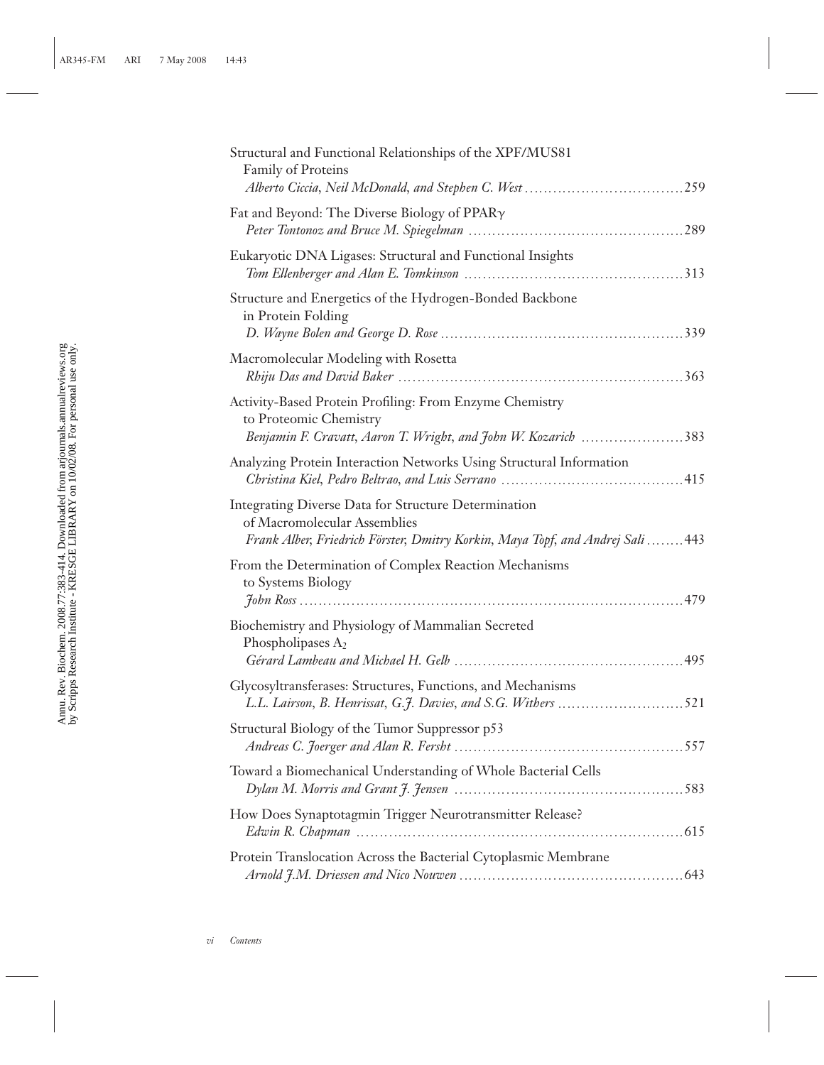Structural and Functional Relationships of the XPF/MUS81 Family of Proteins
*Alberto Ciccia, Neil McDonald, and Stephen C. West* ..... 259

Fat and Beyond: The Diverse Biology of PPAR$\gamma$
*Peter Tontonoz and Bruce M. Spiegelman* ..... 289

Eukaryotic DNA Ligases: Structural and Functional Insights
*Tom Ellenberger and Alan E. Tomkinson* ..... 313

Structure and Energetics of the Hydrogen-Bonded Backbone in Protein Folding
*D. Wayne Bolen and George D. Rose* ..... 339

Macromolecular Modeling with Rosetta
*Rhiju Das and David Baker* ..... 363

Activity-Based Protein Profiling: From Enzyme Chemistry to Proteomic Chemistry
*Benjamin F. Cravatt, Aaron T. Wright, and John W. Kozarich* ..... 383

Analyzing Protein Interaction Networks Using Structural Information
*Christina Kiel, Pedro Beltrao, and Luis Serrano* ..... 415

Integrating Diverse Data for Structure Determination of Macromolecular Assemblies
*Frank Alber, Friedrich Förster, Dmitry Korkin, Maya Topf, and Andrej Sali* ..... 443

From the Determination of Complex Reaction Mechanisms to Systems Biology
*John Ross* ..... 479

Biochemistry and Physiology of Mammalian Secreted Phospholipases $A_2$
*Gérard Lambeau and Michael H. Gelb* ..... 495

Glycosyltransferases: Structures, Functions, and Mechanisms
*L.L. Lairson, B. Henrissat, G.J. Davies, and S.G. Withers* ..... 521

Structural Biology of the Tumor Suppressor p53
*Andreas C. Joerger and Alan R. Fersht* ..... 557

Toward a Biomechanical Understanding of Whole Bacterial Cells
*Dylan M. Morris and Grant J. Jensen* ..... 583

How Does Synaptotagmin Trigger Neurotransmitter Release?
*Edwin R. Chapman* ..... 615

Protein Translocation Across the Bacterial Cytoplasmic Membrane
*Arnold J.M. Driessen and Nico Nouwen* ..... 643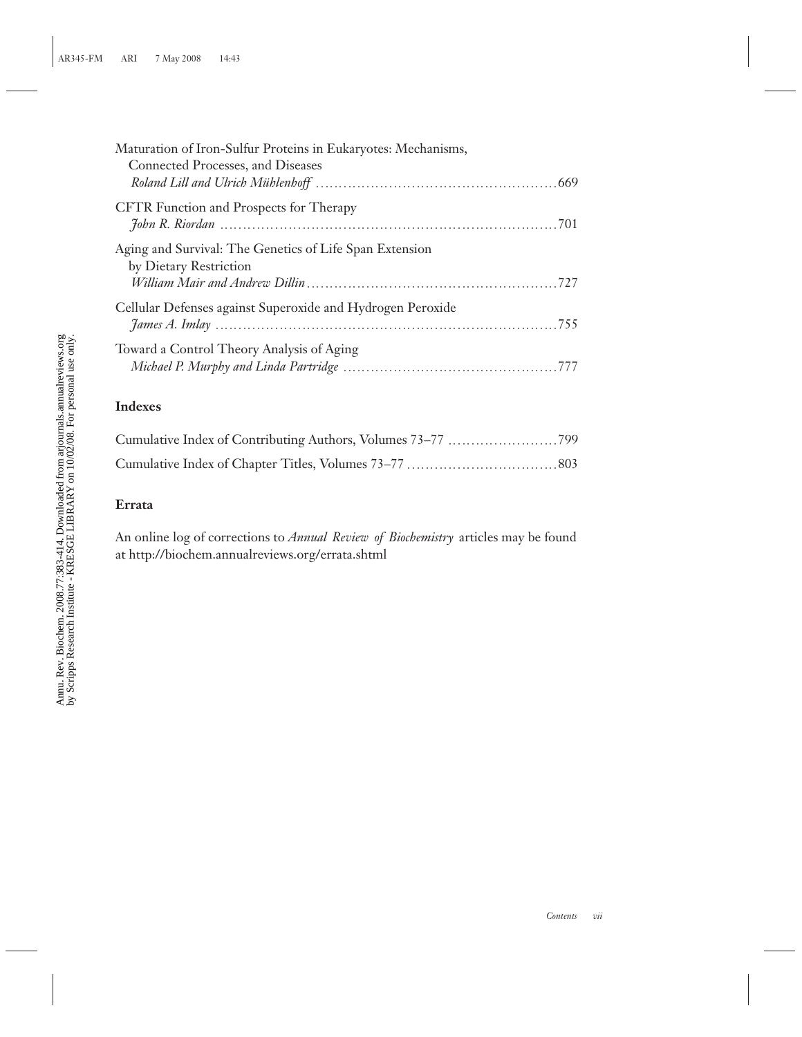Maturation of Iron-Sulfur Proteins in Eukaryotes: Mechanisms, Connected Processes, and Diseases
*Roland Lill and Ulrich Mühlenhoff* ..................................................669

CFTR Function and Prospects for Therapy
*John R. Riordan* ..................................................701

Aging and Survival: The Genetics of Life Span Extension by Dietary Restriction
*William Mair and Andrew Dillin* ..................................................727

Cellular Defenses against Superoxide and Hydrogen Peroxide
*James A. Imlay* ..................................................755

Toward a Control Theory Analysis of Aging
*Michael P. Murphy and Linda Partridge* ..................................................777

## Indexes

Cumulative Index of Contributing Authors, Volumes 73–77 ..................................................799

Cumulative Index of Chapter Titles, Volumes 73–77 ..................................................803

## Errata

An online log of corrections to *Annual Review of Biochemistry* articles may be found at http://biochem.annualreviews.org/errata.shtml